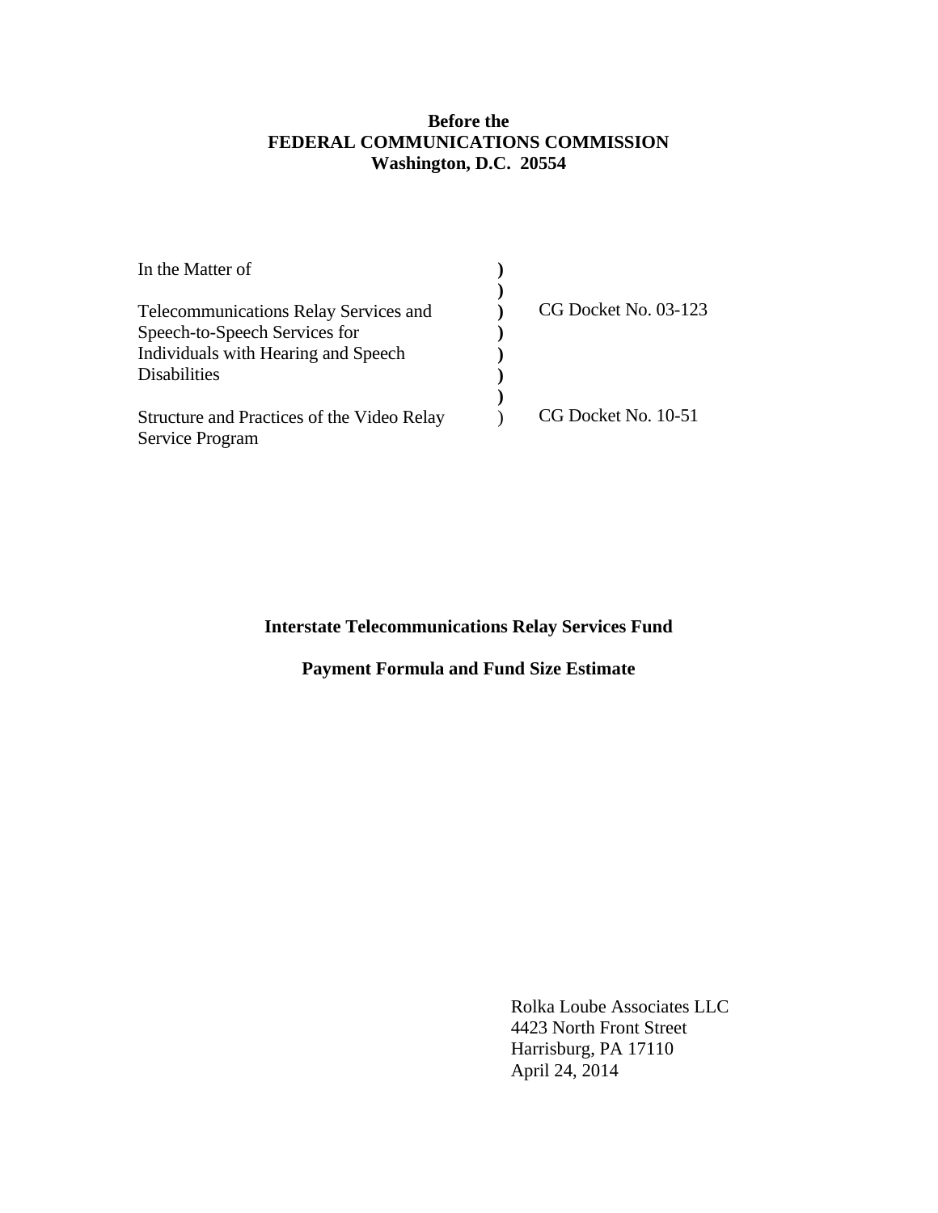**Before the**
**FEDERAL COMMUNICATIONS COMMISSION**
**Washington, D.C. 20554**

| | | |
|---|---|---|
| In the Matter of | ) | |
| | ) | |
| Telecommunications Relay Services and Speech-to-Speech Services for Individuals with Hearing and Speech Disabilities | ) | CG Docket No. 03-123 |
| | ) | |
| Structure and Practices of the Video Relay Service Program | ) | CG Docket No. 10-51 |

**Interstate Telecommunications Relay Services Fund**

**Payment Formula and Fund Size Estimate**

Rolka Loube Associates LLC
4423 North Front Street
Harrisburg, PA 17110
April 24, 2014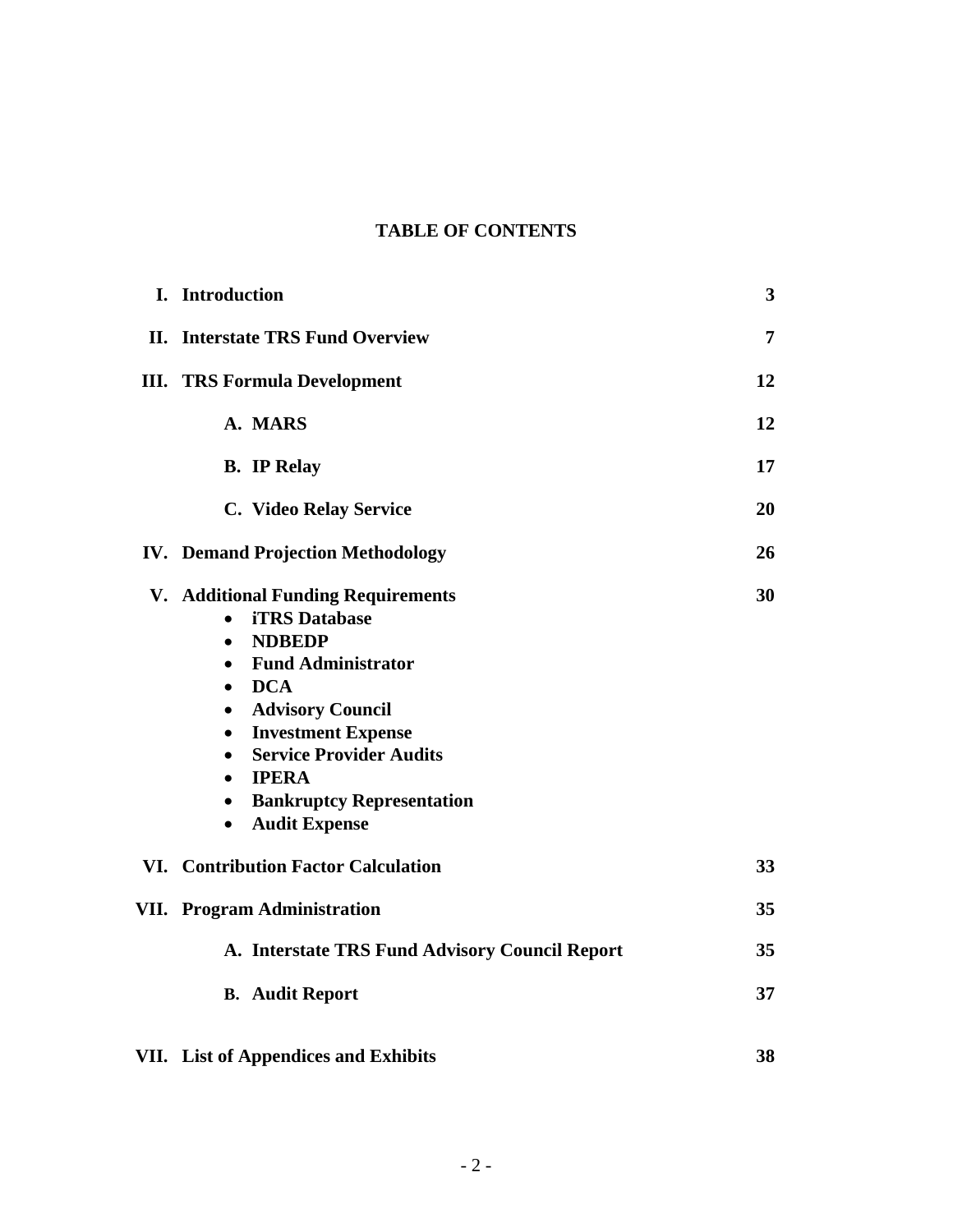# TABLE OF CONTENTS

| | | |
|---|---|---|
| **I.** | **Introduction** | **3** |
| **II.** | **Interstate TRS Fund Overview** | **7** |
| **III.** | **TRS Formula Development** | **12** |
| | **A. MARS** | **12** |
| | **B. IP Relay** | **17** |
| | **C. Video Relay Service** | **20** |
| **IV.** | **Demand Projection Methodology** | **26** |
| **V.** | **Additional Funding Requirements** | **30** |
| | • **iTRS Database**<br>• **NDBEDP**<br>• **Fund Administrator**<br>• **DCA**<br>• **Advisory Council**<br>• **Investment Expense**<br>• **Service Provider Audits**<br>• **IPERA**<br>• **Bankruptcy Representation**<br>• **Audit Expense** | |
| **VI.** | **Contribution Factor Calculation** | **33** |
| **VII.** | **Program Administration** | **35** |
| | **A. Interstate TRS Fund Advisory Council Report** | **35** |
| | **B. Audit Report** | **37** |
| **VII.** | **List of Appendices and Exhibits** | **38** |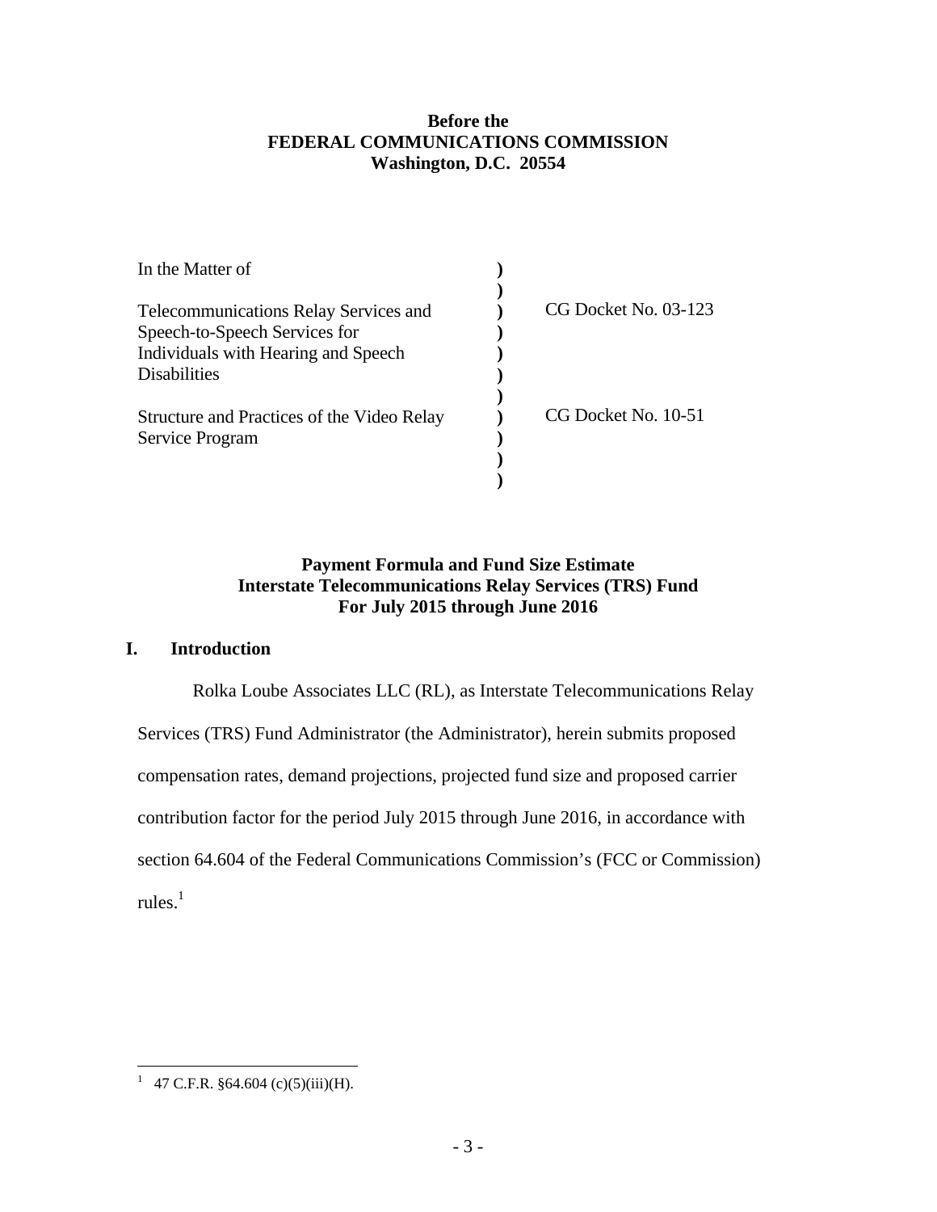**Before the**
**FEDERAL COMMUNICATIONS COMMISSION**
**Washington, D.C. 20554**

| In the Matter of | ) | |
|---|---|---|
| | ) | |
| Telecommunications Relay Services and Speech-to-Speech Services for Individuals with Hearing and Speech Disabilities | ) | CG Docket No. 03-123 |
| | ) | |
| Structure and Practices of the Video Relay Service Program | ) | CG Docket No. 10-51 |
| | ) | |

**Payment Formula and Fund Size Estimate**
**Interstate Telecommunications Relay Services (TRS) Fund**
**For July 2015 through June 2016**

## I. Introduction

Rolka Loube Associates LLC (RL), as Interstate Telecommunications Relay Services (TRS) Fund Administrator (the Administrator), herein submits proposed compensation rates, demand projections, projected fund size and proposed carrier contribution factor for the period July 2015 through June 2016, in accordance with section 64.604 of the Federal Communications Commission's (FCC or Commission) rules.[1]

---

[1] 47 C.F.R. §64.604 (c)(5)(iii)(H).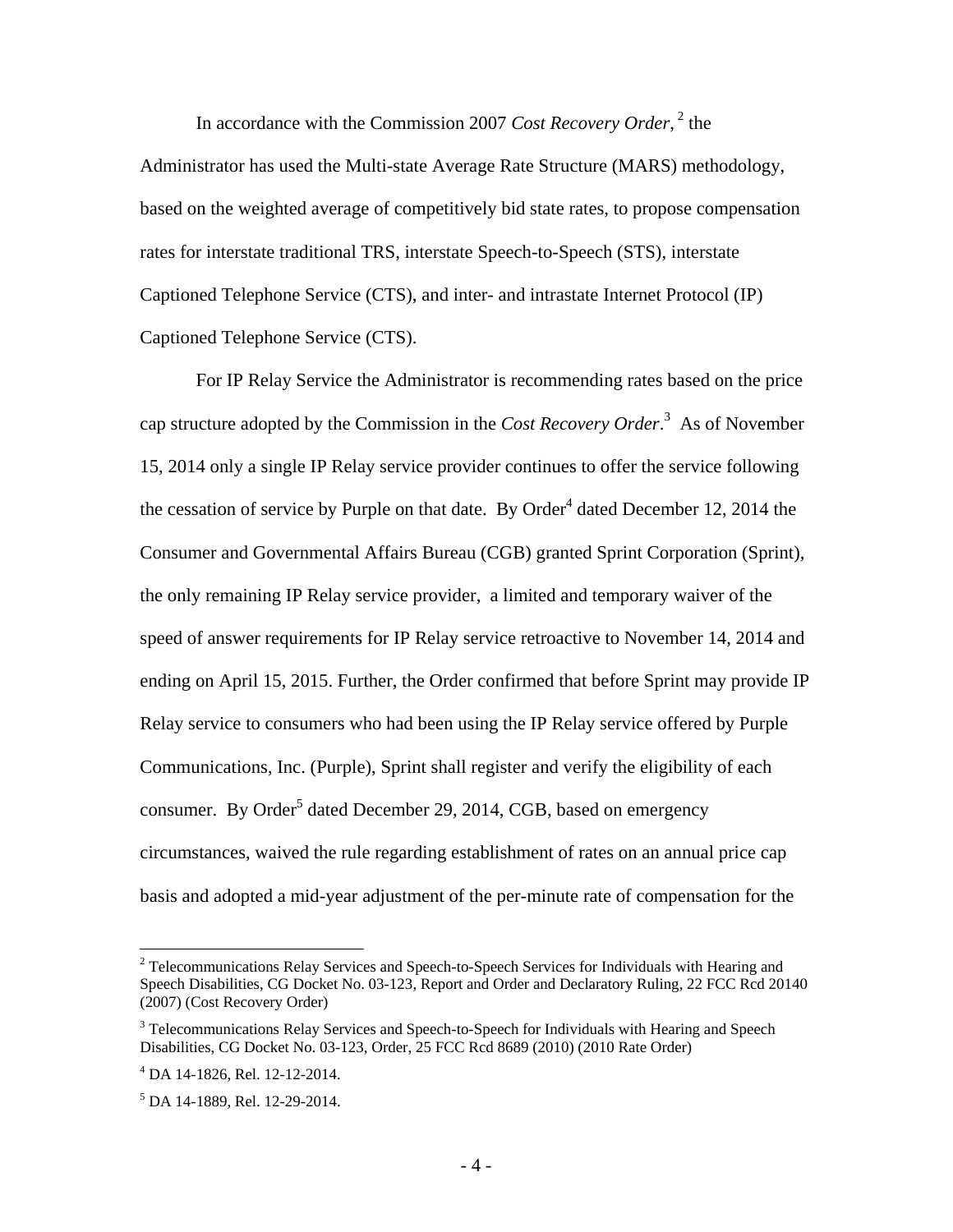In accordance with the Commission 2007 *Cost Recovery Order*,[2] the Administrator has used the Multi-state Average Rate Structure (MARS) methodology, based on the weighted average of competitively bid state rates, to propose compensation rates for interstate traditional TRS, interstate Speech-to-Speech (STS), interstate Captioned Telephone Service (CTS), and inter- and intrastate Internet Protocol (IP) Captioned Telephone Service (CTS).

For IP Relay Service the Administrator is recommending rates based on the price cap structure adopted by the Commission in the *Cost Recovery Order*.[3] As of November 15, 2014 only a single IP Relay service provider continues to offer the service following the cessation of service by Purple on that date. By Order[4] dated December 12, 2014 the Consumer and Governmental Affairs Bureau (CGB) granted Sprint Corporation (Sprint), the only remaining IP Relay service provider, a limited and temporary waiver of the speed of answer requirements for IP Relay service retroactive to November 14, 2014 and ending on April 15, 2015. Further, the Order confirmed that before Sprint may provide IP Relay service to consumers who had been using the IP Relay service offered by Purple Communications, Inc. (Purple), Sprint shall register and verify the eligibility of each consumer. By Order[5] dated December 29, 2014, CGB, based on emergency circumstances, waived the rule regarding establishment of rates on an annual price cap basis and adopted a mid-year adjustment of the per-minute rate of compensation for the

---

[2] Telecommunications Relay Services and Speech-to-Speech Services for Individuals with Hearing and Speech Disabilities, CG Docket No. 03-123, Report and Order and Declaratory Ruling, 22 FCC Rcd 20140 (2007) (Cost Recovery Order)

[3] Telecommunications Relay Services and Speech-to-Speech for Individuals with Hearing and Speech Disabilities, CG Docket No. 03-123, Order, 25 FCC Rcd 8689 (2010) (2010 Rate Order)

[4] DA 14-1826, Rel. 12-12-2014.

[5] DA 14-1889, Rel. 12-29-2014.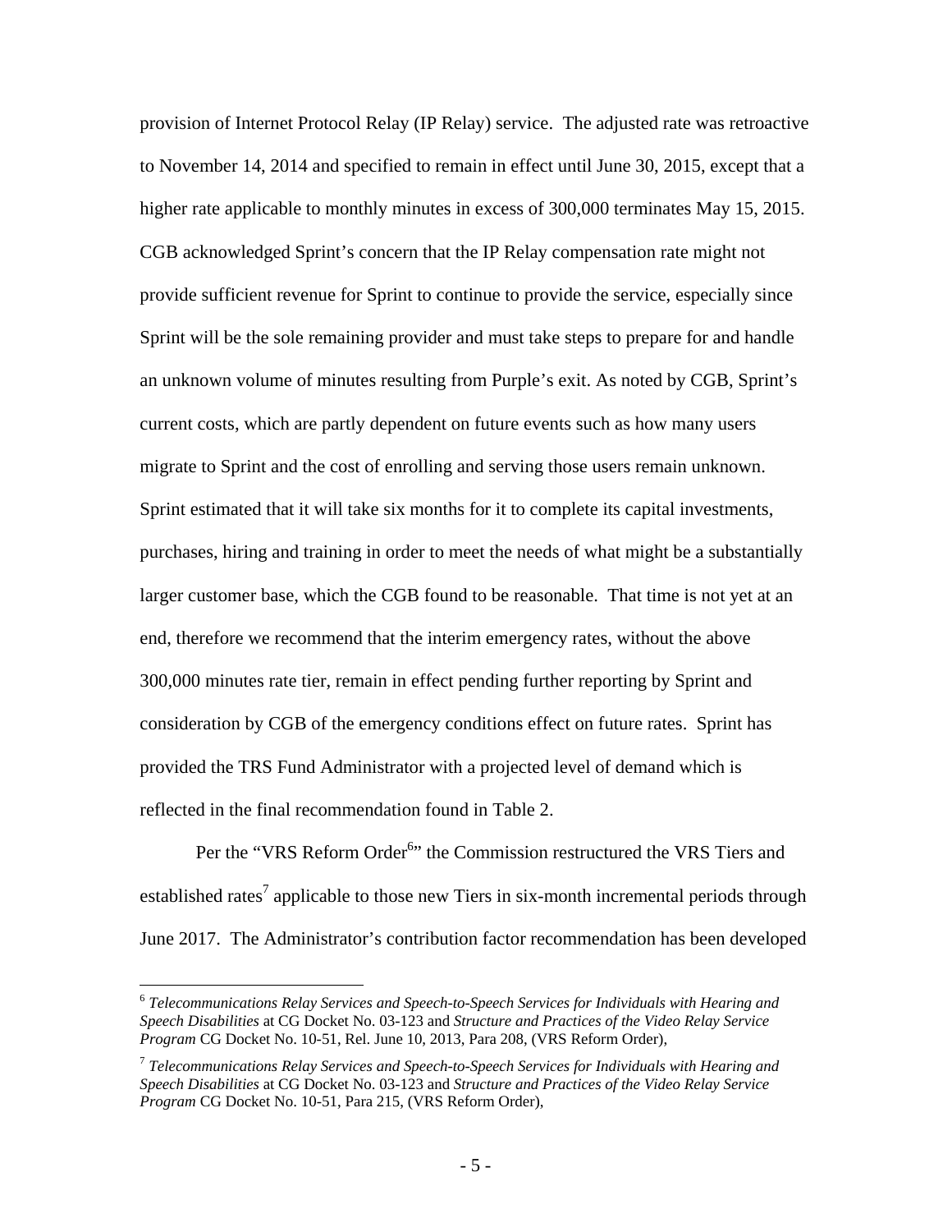provision of Internet Protocol Relay (IP Relay) service. The adjusted rate was retroactive to November 14, 2014 and specified to remain in effect until June 30, 2015, except that a higher rate applicable to monthly minutes in excess of 300,000 terminates May 15, 2015. CGB acknowledged Sprint's concern that the IP Relay compensation rate might not provide sufficient revenue for Sprint to continue to provide the service, especially since Sprint will be the sole remaining provider and must take steps to prepare for and handle an unknown volume of minutes resulting from Purple's exit. As noted by CGB, Sprint's current costs, which are partly dependent on future events such as how many users migrate to Sprint and the cost of enrolling and serving those users remain unknown. Sprint estimated that it will take six months for it to complete its capital investments, purchases, hiring and training in order to meet the needs of what might be a substantially larger customer base, which the CGB found to be reasonable. That time is not yet at an end, therefore we recommend that the interim emergency rates, without the above 300,000 minutes rate tier, remain in effect pending further reporting by Sprint and consideration by CGB of the emergency conditions effect on future rates. Sprint has provided the TRS Fund Administrator with a projected level of demand which is reflected in the final recommendation found in Table 2.

Per the "VRS Reform Order[6]" the Commission restructured the VRS Tiers and established rates[7] applicable to those new Tiers in six-month incremental periods through June 2017. The Administrator's contribution factor recommendation has been developed

---

[6] *Telecommunications Relay Services and Speech-to-Speech Services for Individuals with Hearing and Speech Disabilities* at CG Docket No. 03-123 and *Structure and Practices of the Video Relay Service Program* CG Docket No. 10-51, Rel. June 10, 2013, Para 208, (VRS Reform Order),

[7] *Telecommunications Relay Services and Speech-to-Speech Services for Individuals with Hearing and Speech Disabilities* at CG Docket No. 03-123 and *Structure and Practices of the Video Relay Service Program* CG Docket No. 10-51, Para 215, (VRS Reform Order),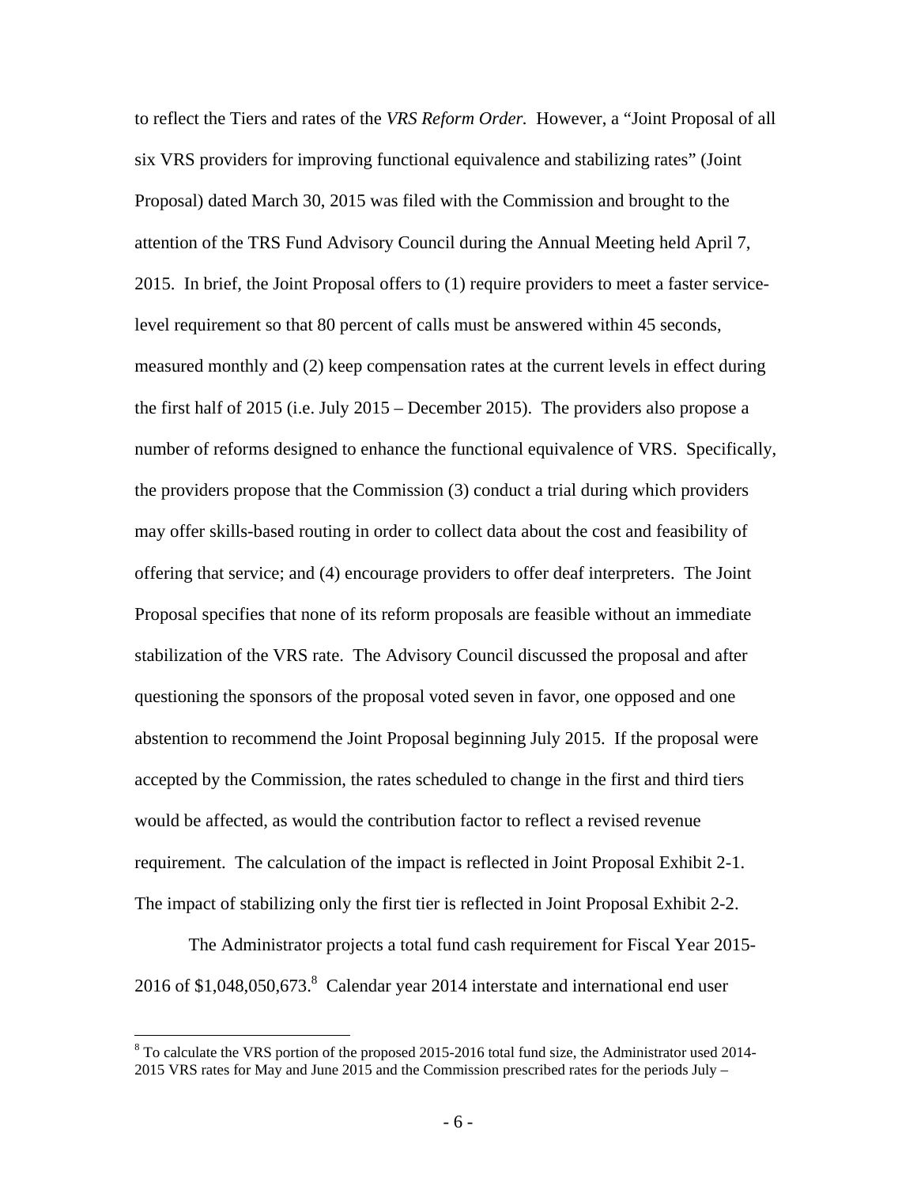to reflect the Tiers and rates of the *VRS Reform Order.* However, a "Joint Proposal of all six VRS providers for improving functional equivalence and stabilizing rates" (Joint Proposal) dated March 30, 2015 was filed with the Commission and brought to the attention of the TRS Fund Advisory Council during the Annual Meeting held April 7, 2015. In brief, the Joint Proposal offers to (1) require providers to meet a faster service-level requirement so that 80 percent of calls must be answered within 45 seconds, measured monthly and (2) keep compensation rates at the current levels in effect during the first half of 2015 (i.e. July 2015 – December 2015). The providers also propose a number of reforms designed to enhance the functional equivalence of VRS. Specifically, the providers propose that the Commission (3) conduct a trial during which providers may offer skills-based routing in order to collect data about the cost and feasibility of offering that service; and (4) encourage providers to offer deaf interpreters. The Joint Proposal specifies that none of its reform proposals are feasible without an immediate stabilization of the VRS rate. The Advisory Council discussed the proposal and after questioning the sponsors of the proposal voted seven in favor, one opposed and one abstention to recommend the Joint Proposal beginning July 2015. If the proposal were accepted by the Commission, the rates scheduled to change in the first and third tiers would be affected, as would the contribution factor to reflect a revised revenue requirement. The calculation of the impact is reflected in Joint Proposal Exhibit 2-1. The impact of stabilizing only the first tier is reflected in Joint Proposal Exhibit 2-2.

The Administrator projects a total fund cash requirement for Fiscal Year 2015-2016 of $1,048,050,673.[8] Calendar year 2014 interstate and international end user

[8] To calculate the VRS portion of the proposed 2015-2016 total fund size, the Administrator used 2014-2015 VRS rates for May and June 2015 and the Commission prescribed rates for the periods July –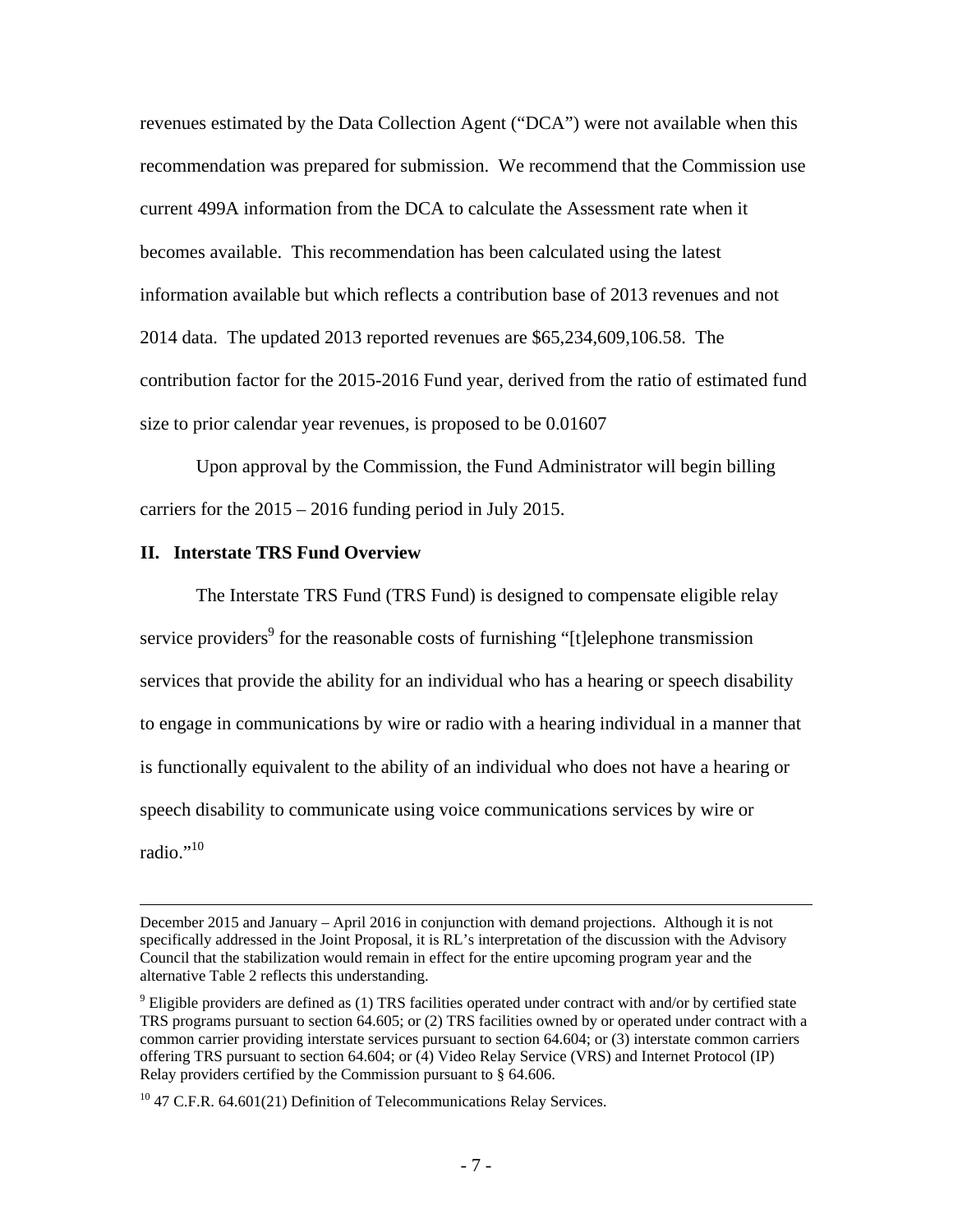revenues estimated by the Data Collection Agent ("DCA") were not available when this recommendation was prepared for submission. We recommend that the Commission use current 499A information from the DCA to calculate the Assessment rate when it becomes available. This recommendation has been calculated using the latest information available but which reflects a contribution base of 2013 revenues and not 2014 data. The updated 2013 reported revenues are $65,234,609,106.58. The contribution factor for the 2015-2016 Fund year, derived from the ratio of estimated fund size to prior calendar year revenues, is proposed to be 0.01607

Upon approval by the Commission, the Fund Administrator will begin billing carriers for the 2015 – 2016 funding period in July 2015.

## II. Interstate TRS Fund Overview

The Interstate TRS Fund (TRS Fund) is designed to compensate eligible relay service providers[9] for the reasonable costs of furnishing "[t]elephone transmission services that provide the ability for an individual who has a hearing or speech disability to engage in communications by wire or radio with a hearing individual in a manner that is functionally equivalent to the ability of an individual who does not have a hearing or speech disability to communicate using voice communications services by wire or radio."[10]

---

December 2015 and January – April 2016 in conjunction with demand projections. Although it is not specifically addressed in the Joint Proposal, it is RL's interpretation of the discussion with the Advisory Council that the stabilization would remain in effect for the entire upcoming program year and the alternative Table 2 reflects this understanding.

[9] Eligible providers are defined as (1) TRS facilities operated under contract with and/or by certified state TRS programs pursuant to section 64.605; or (2) TRS facilities owned by or operated under contract with a common carrier providing interstate services pursuant to section 64.604; or (3) interstate common carriers offering TRS pursuant to section 64.604; or (4) Video Relay Service (VRS) and Internet Protocol (IP) Relay providers certified by the Commission pursuant to § 64.606.

[10] 47 C.F.R. 64.601(21) Definition of Telecommunications Relay Services.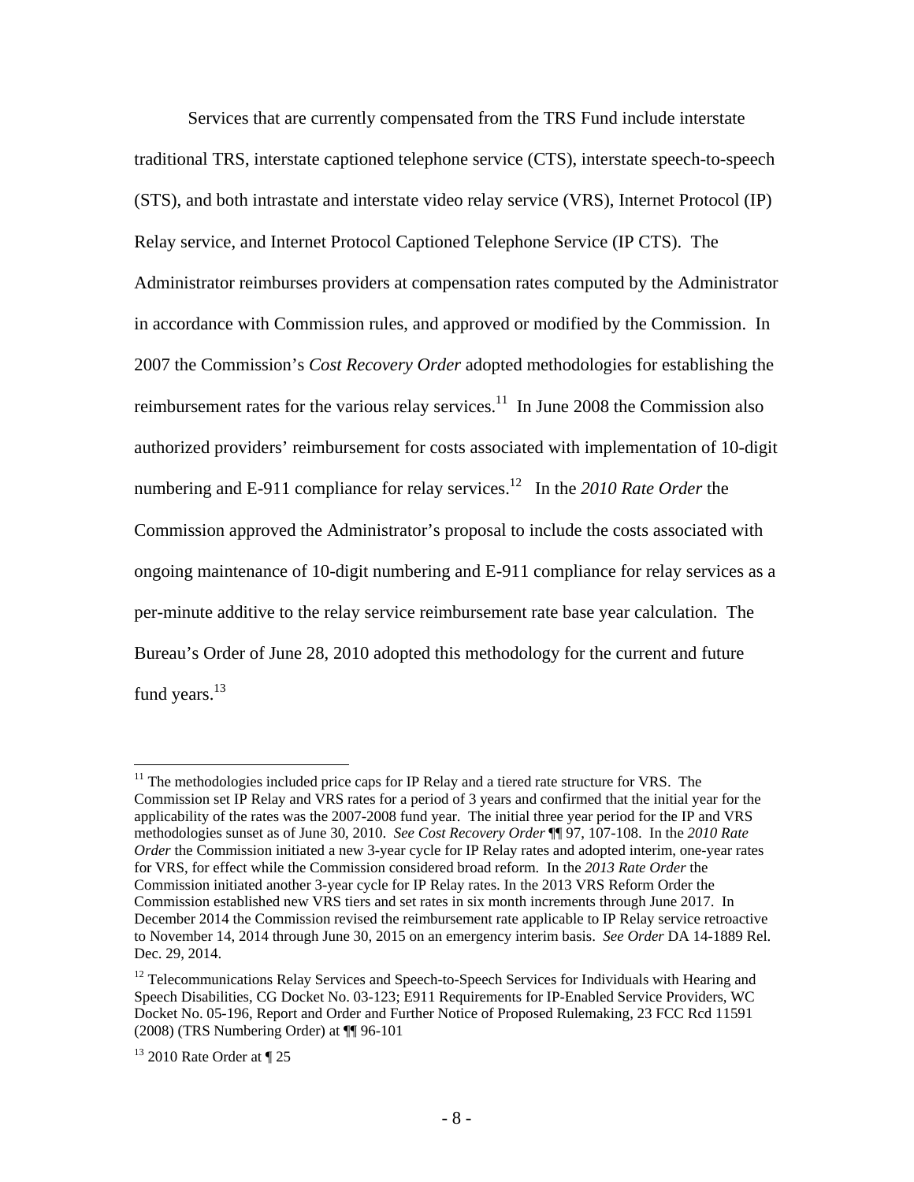Services that are currently compensated from the TRS Fund include interstate traditional TRS, interstate captioned telephone service (CTS), interstate speech-to-speech (STS), and both intrastate and interstate video relay service (VRS), Internet Protocol (IP) Relay service, and Internet Protocol Captioned Telephone Service (IP CTS). The Administrator reimburses providers at compensation rates computed by the Administrator in accordance with Commission rules, and approved or modified by the Commission. In 2007 the Commission's *Cost Recovery Order* adopted methodologies for establishing the reimbursement rates for the various relay services.[11] In June 2008 the Commission also authorized providers' reimbursement for costs associated with implementation of 10-digit numbering and E-911 compliance for relay services.[12] In the *2010 Rate Order* the Commission approved the Administrator's proposal to include the costs associated with ongoing maintenance of 10-digit numbering and E-911 compliance for relay services as a per-minute additive to the relay service reimbursement rate base year calculation. The Bureau's Order of June 28, 2010 adopted this methodology for the current and future fund years.[13]

---

[11] The methodologies included price caps for IP Relay and a tiered rate structure for VRS. The Commission set IP Relay and VRS rates for a period of 3 years and confirmed that the initial year for the applicability of the rates was the 2007-2008 fund year. The initial three year period for the IP and VRS methodologies sunset as of June 30, 2010. *See Cost Recovery Order* ¶¶ 97, 107-108. In the *2010 Rate Order* the Commission initiated a new 3-year cycle for IP Relay rates and adopted interim, one-year rates for VRS, for effect while the Commission considered broad reform. In the *2013 Rate Order* the Commission initiated another 3-year cycle for IP Relay rates. In the 2013 VRS Reform Order the Commission established new VRS tiers and set rates in six month increments through June 2017. In December 2014 the Commission revised the reimbursement rate applicable to IP Relay service retroactive to November 14, 2014 through June 30, 2015 on an emergency interim basis. *See Order* DA 14-1889 Rel. Dec. 29, 2014.

[12] Telecommunications Relay Services and Speech-to-Speech Services for Individuals with Hearing and Speech Disabilities, CG Docket No. 03-123; E911 Requirements for IP-Enabled Service Providers, WC Docket No. 05-196, Report and Order and Further Notice of Proposed Rulemaking, 23 FCC Rcd 11591 (2008) (TRS Numbering Order) at ¶¶ 96-101

[13] 2010 Rate Order at ¶ 25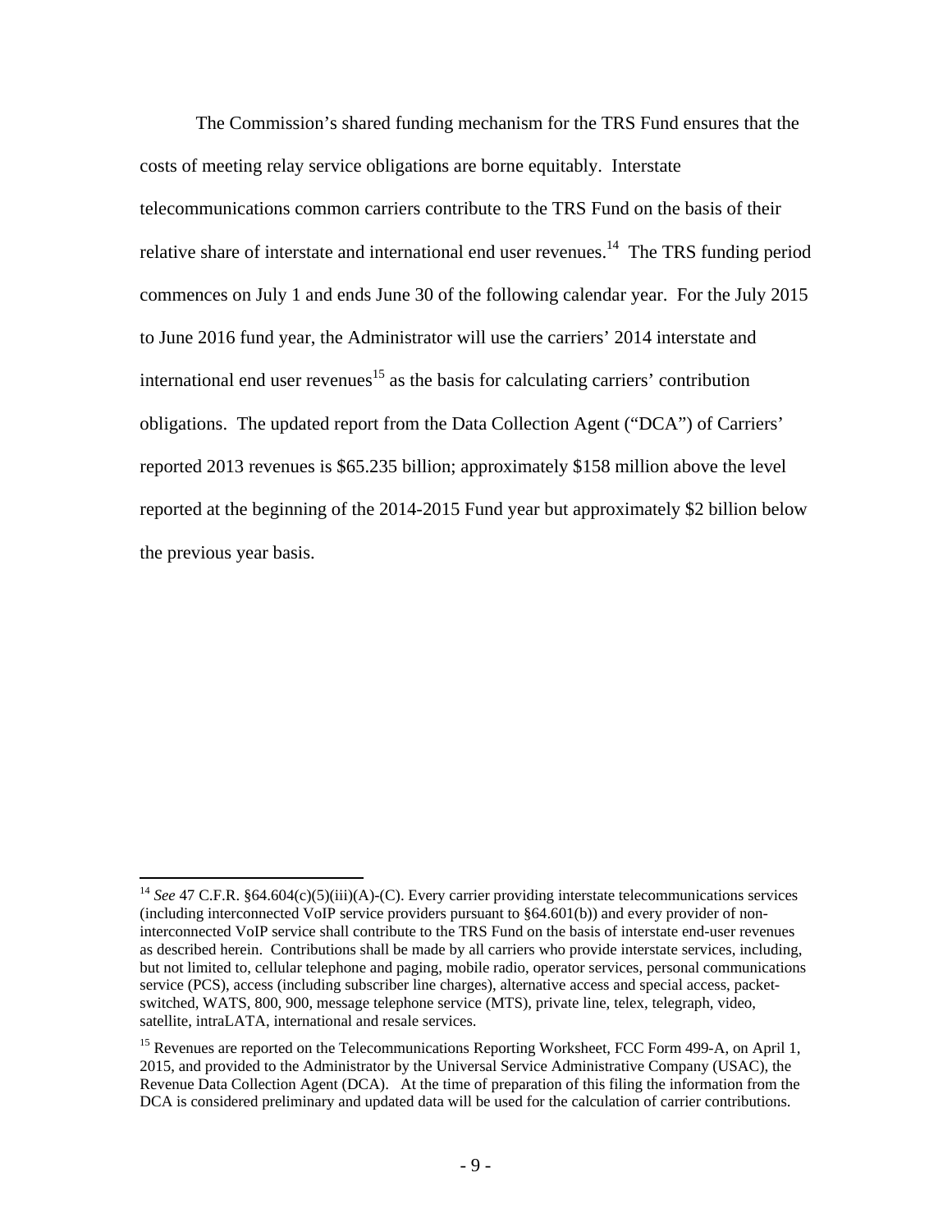The Commission's shared funding mechanism for the TRS Fund ensures that the costs of meeting relay service obligations are borne equitably. Interstate telecommunications common carriers contribute to the TRS Fund on the basis of their relative share of interstate and international end user revenues.[14] The TRS funding period commences on July 1 and ends June 30 of the following calendar year. For the July 2015 to June 2016 fund year, the Administrator will use the carriers' 2014 interstate and international end user revenues[15] as the basis for calculating carriers' contribution obligations. The updated report from the Data Collection Agent ("DCA") of Carriers' reported 2013 revenues is $65.235 billion; approximately $158 million above the level reported at the beginning of the 2014-2015 Fund year but approximately $2 billion below the previous year basis.

---

[14] *See* 47 C.F.R. §64.604(c)(5)(iii)(A)-(C). Every carrier providing interstate telecommunications services (including interconnected VoIP service providers pursuant to §64.601(b)) and every provider of non-interconnected VoIP service shall contribute to the TRS Fund on the basis of interstate end-user revenues as described herein. Contributions shall be made by all carriers who provide interstate services, including, but not limited to, cellular telephone and paging, mobile radio, operator services, personal communications service (PCS), access (including subscriber line charges), alternative access and special access, packet-switched, WATS, 800, 900, message telephone service (MTS), private line, telex, telegraph, video, satellite, intraLATA, international and resale services.

[15] Revenues are reported on the Telecommunications Reporting Worksheet, FCC Form 499-A, on April 1, 2015, and provided to the Administrator by the Universal Service Administrative Company (USAC), the Revenue Data Collection Agent (DCA). At the time of preparation of this filing the information from the DCA is considered preliminary and updated data will be used for the calculation of carrier contributions.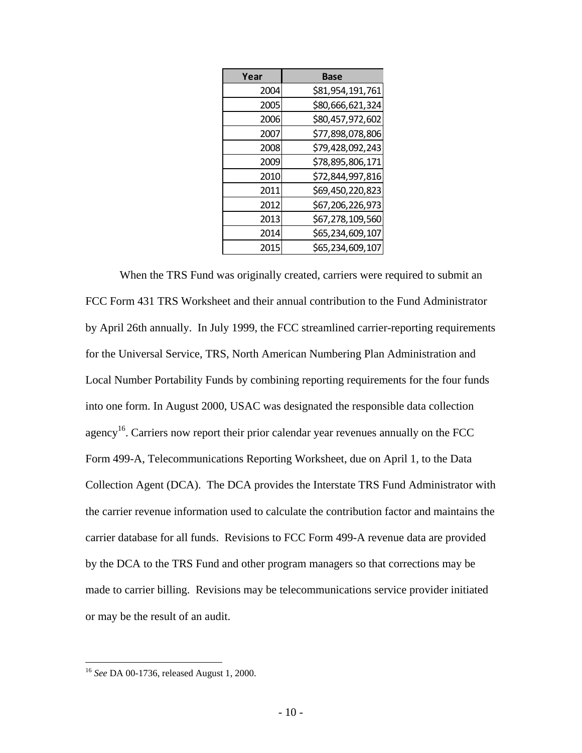| Year | Base |
|---|---|
| 2004 | $81,954,191,761 |
| 2005 | $80,666,621,324 |
| 2006 | $80,457,972,602 |
| 2007 | $77,898,078,806 |
| 2008 | $79,428,092,243 |
| 2009 | $78,895,806,171 |
| 2010 | $72,844,997,816 |
| 2011 | $69,450,220,823 |
| 2012 | $67,206,226,973 |
| 2013 | $67,278,109,560 |
| 2014 | $65,234,609,107 |
| 2015 | $65,234,609,107 |

When the TRS Fund was originally created, carriers were required to submit an FCC Form 431 TRS Worksheet and their annual contribution to the Fund Administrator by April 26th annually. In July 1999, the FCC streamlined carrier-reporting requirements for the Universal Service, TRS, North American Numbering Plan Administration and Local Number Portability Funds by combining reporting requirements for the four funds into one form. In August 2000, USAC was designated the responsible data collection agency[16]. Carriers now report their prior calendar year revenues annually on the FCC Form 499-A, Telecommunications Reporting Worksheet, due on April 1, to the Data Collection Agent (DCA). The DCA provides the Interstate TRS Fund Administrator with the carrier revenue information used to calculate the contribution factor and maintains the carrier database for all funds. Revisions to FCC Form 499-A revenue data are provided by the DCA to the TRS Fund and other program managers so that corrections may be made to carrier billing. Revisions may be telecommunications service provider initiated or may be the result of an audit.

[16] *See* DA 00-1736, released August 1, 2000.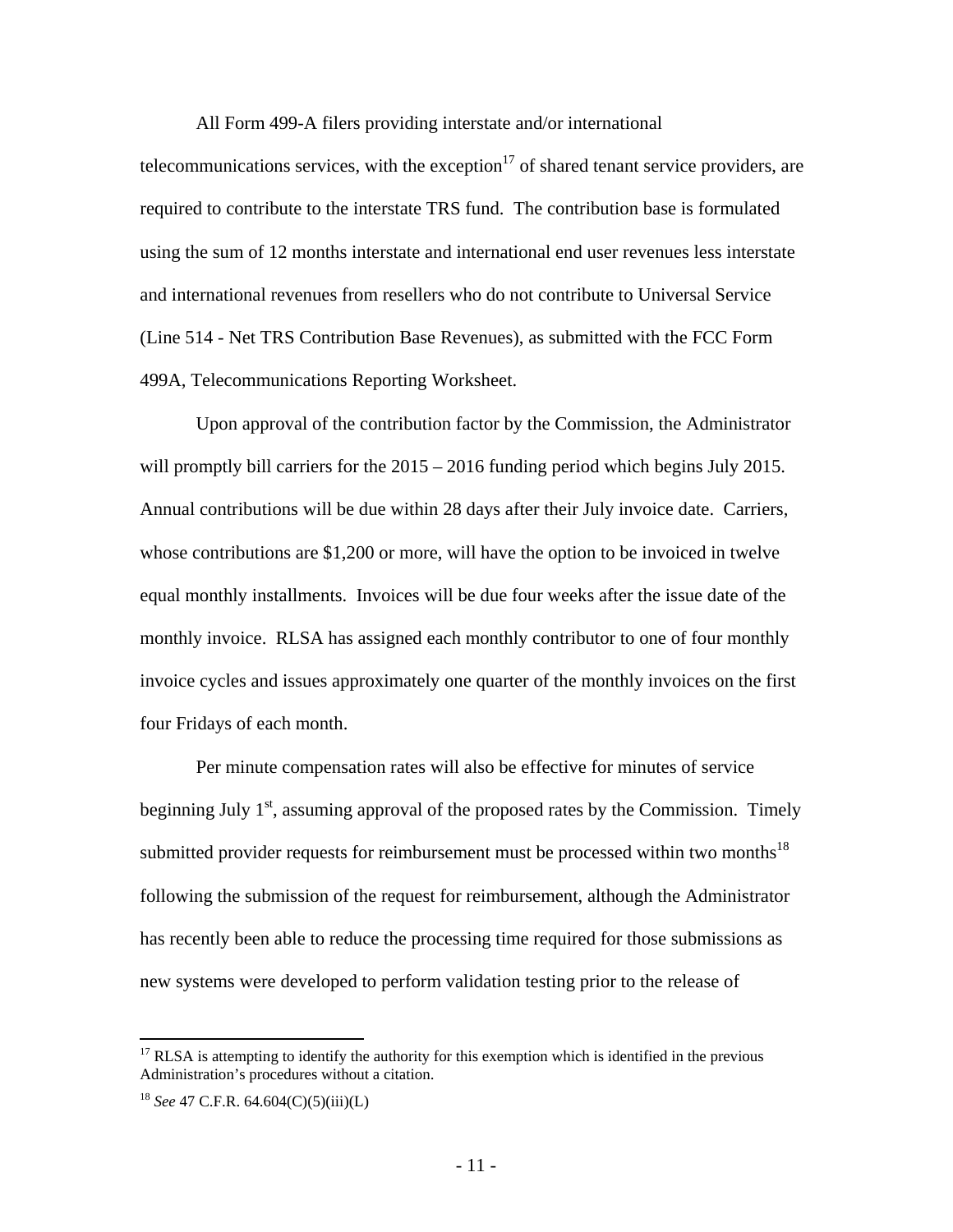All Form 499-A filers providing interstate and/or international telecommunications services, with the exception[17] of shared tenant service providers, are required to contribute to the interstate TRS fund. The contribution base is formulated using the sum of 12 months interstate and international end user revenues less interstate and international revenues from resellers who do not contribute to Universal Service (Line 514 - Net TRS Contribution Base Revenues), as submitted with the FCC Form 499A, Telecommunications Reporting Worksheet.

Upon approval of the contribution factor by the Commission, the Administrator will promptly bill carriers for the 2015 – 2016 funding period which begins July 2015. Annual contributions will be due within 28 days after their July invoice date. Carriers, whose contributions are $1,200 or more, will have the option to be invoiced in twelve equal monthly installments. Invoices will be due four weeks after the issue date of the monthly invoice. RLSA has assigned each monthly contributor to one of four monthly invoice cycles and issues approximately one quarter of the monthly invoices on the first four Fridays of each month.

Per minute compensation rates will also be effective for minutes of service beginning July 1st, assuming approval of the proposed rates by the Commission. Timely submitted provider requests for reimbursement must be processed within two months[18] following the submission of the request for reimbursement, although the Administrator has recently been able to reduce the processing time required for those submissions as new systems were developed to perform validation testing prior to the release of

---

[17] RLSA is attempting to identify the authority for this exemption which is identified in the previous Administration's procedures without a citation.

[18] *See* 47 C.F.R. 64.604(C)(5)(iii)(L)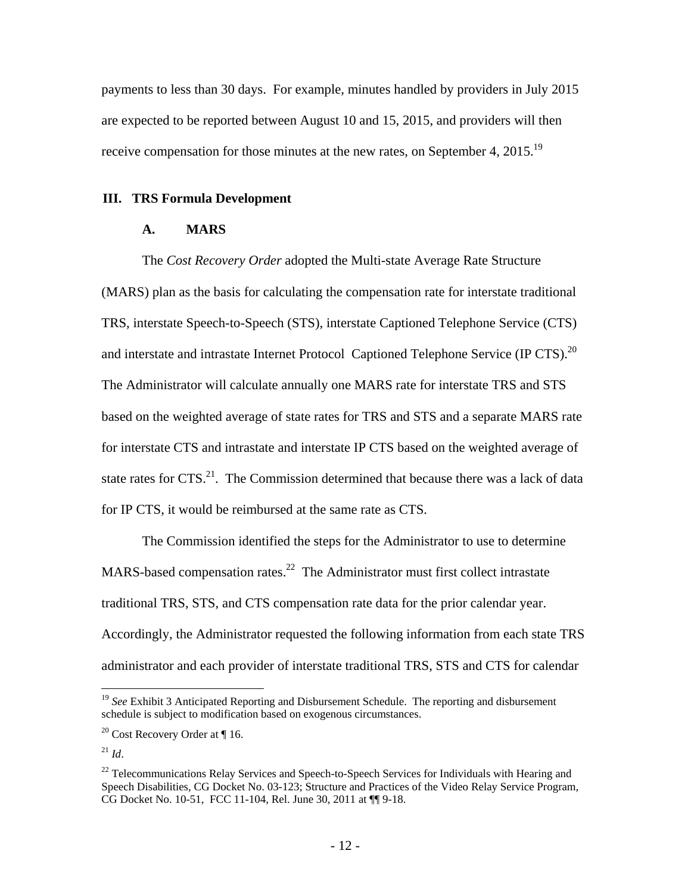payments to less than 30 days. For example, minutes handled by providers in July 2015 are expected to be reported between August 10 and 15, 2015, and providers will then receive compensation for those minutes at the new rates, on September 4, 2015.[19]

## III. TRS Formula Development

### A. MARS

The *Cost Recovery Order* adopted the Multi-state Average Rate Structure (MARS) plan as the basis for calculating the compensation rate for interstate traditional TRS, interstate Speech-to-Speech (STS), interstate Captioned Telephone Service (CTS) and interstate and intrastate Internet Protocol Captioned Telephone Service (IP CTS).[20] The Administrator will calculate annually one MARS rate for interstate TRS and STS based on the weighted average of state rates for TRS and STS and a separate MARS rate for interstate CTS and intrastate and interstate IP CTS based on the weighted average of state rates for CTS.[21]. The Commission determined that because there was a lack of data for IP CTS, it would be reimbursed at the same rate as CTS.

The Commission identified the steps for the Administrator to use to determine MARS-based compensation rates.[22] The Administrator must first collect intrastate traditional TRS, STS, and CTS compensation rate data for the prior calendar year. Accordingly, the Administrator requested the following information from each state TRS administrator and each provider of interstate traditional TRS, STS and CTS for calendar

---

[19] *See* Exhibit 3 Anticipated Reporting and Disbursement Schedule. The reporting and disbursement schedule is subject to modification based on exogenous circumstances.

[20] Cost Recovery Order at ¶ 16.

[21] *Id*.

[22] Telecommunications Relay Services and Speech-to-Speech Services for Individuals with Hearing and Speech Disabilities, CG Docket No. 03-123; Structure and Practices of the Video Relay Service Program, CG Docket No. 10-51, FCC 11-104, Rel. June 30, 2011 at ¶¶ 9-18.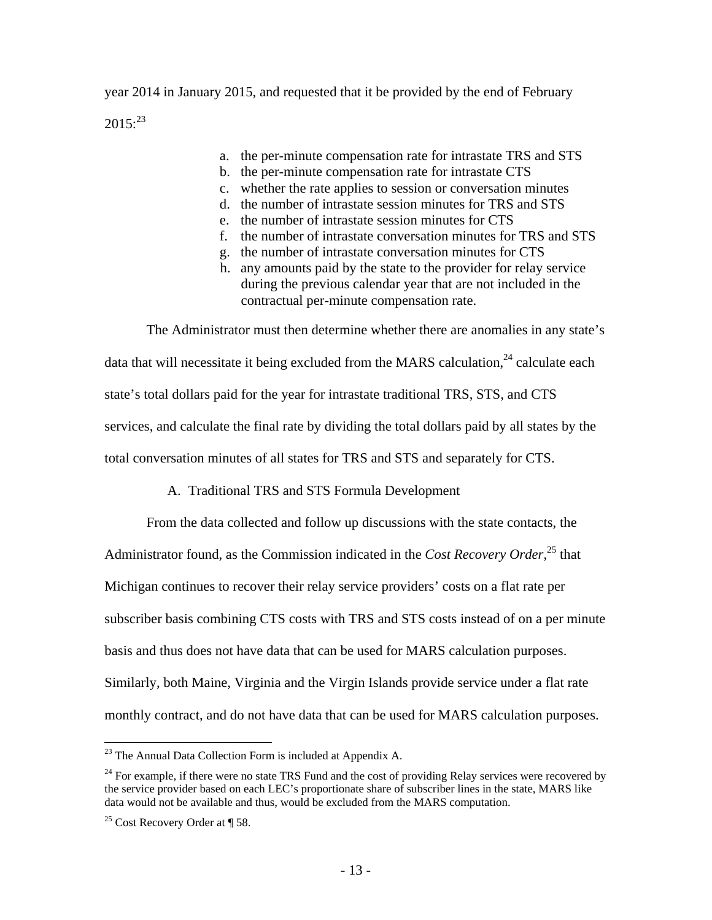year 2014 in January 2015, and requested that it be provided by the end of February 2015:[23]

a. the per-minute compensation rate for intrastate TRS and STS
b. the per-minute compensation rate for intrastate CTS
c. whether the rate applies to session or conversation minutes
d. the number of intrastate session minutes for TRS and STS
e. the number of intrastate session minutes for CTS
f. the number of intrastate conversation minutes for TRS and STS
g. the number of intrastate conversation minutes for CTS
h. any amounts paid by the state to the provider for relay service during the previous calendar year that are not included in the contractual per-minute compensation rate.

The Administrator must then determine whether there are anomalies in any state's data that will necessitate it being excluded from the MARS calculation,[24] calculate each state's total dollars paid for the year for intrastate traditional TRS, STS, and CTS services, and calculate the final rate by dividing the total dollars paid by all states by the total conversation minutes of all states for TRS and STS and separately for CTS.

### A. Traditional TRS and STS Formula Development

From the data collected and follow up discussions with the state contacts, the Administrator found, as the Commission indicated in the *Cost Recovery Order*,[25] that Michigan continues to recover their relay service providers' costs on a flat rate per subscriber basis combining CTS costs with TRS and STS costs instead of on a per minute basis and thus does not have data that can be used for MARS calculation purposes. Similarly, both Maine, Virginia and the Virgin Islands provide service under a flat rate monthly contract, and do not have data that can be used for MARS calculation purposes.

---

[23] The Annual Data Collection Form is included at Appendix A.

[24] For example, if there were no state TRS Fund and the cost of providing Relay services were recovered by the service provider based on each LEC's proportionate share of subscriber lines in the state, MARS like data would not be available and thus, would be excluded from the MARS computation.

[25] Cost Recovery Order at ¶ 58.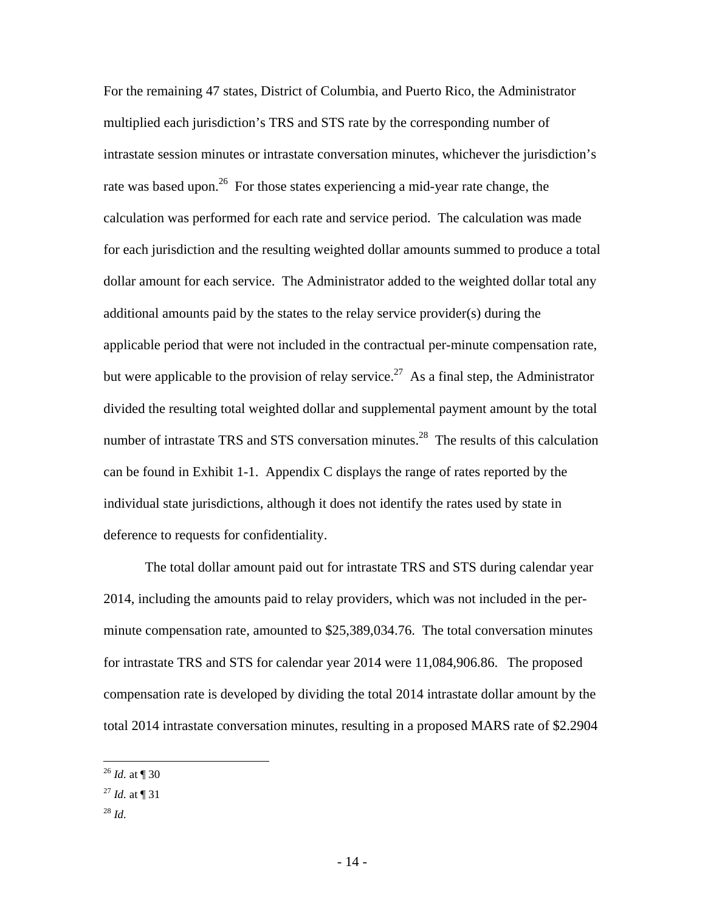For the remaining 47 states, District of Columbia, and Puerto Rico, the Administrator multiplied each jurisdiction's TRS and STS rate by the corresponding number of intrastate session minutes or intrastate conversation minutes, whichever the jurisdiction's rate was based upon.[26] For those states experiencing a mid-year rate change, the calculation was performed for each rate and service period. The calculation was made for each jurisdiction and the resulting weighted dollar amounts summed to produce a total dollar amount for each service. The Administrator added to the weighted dollar total any additional amounts paid by the states to the relay service provider(s) during the applicable period that were not included in the contractual per-minute compensation rate, but were applicable to the provision of relay service.[27] As a final step, the Administrator divided the resulting total weighted dollar and supplemental payment amount by the total number of intrastate TRS and STS conversation minutes.[28] The results of this calculation can be found in Exhibit 1-1. Appendix C displays the range of rates reported by the individual state jurisdictions, although it does not identify the rates used by state in deference to requests for confidentiality.

The total dollar amount paid out for intrastate TRS and STS during calendar year 2014, including the amounts paid to relay providers, which was not included in the per-minute compensation rate, amounted to $25,389,034.76. The total conversation minutes for intrastate TRS and STS for calendar year 2014 were 11,084,906.86. The proposed compensation rate is developed by dividing the total 2014 intrastate dollar amount by the total 2014 intrastate conversation minutes, resulting in a proposed MARS rate of $2.2904

---

[26] *Id.* at ¶ 30

[27] *Id.* at ¶ 31

[28] *Id.*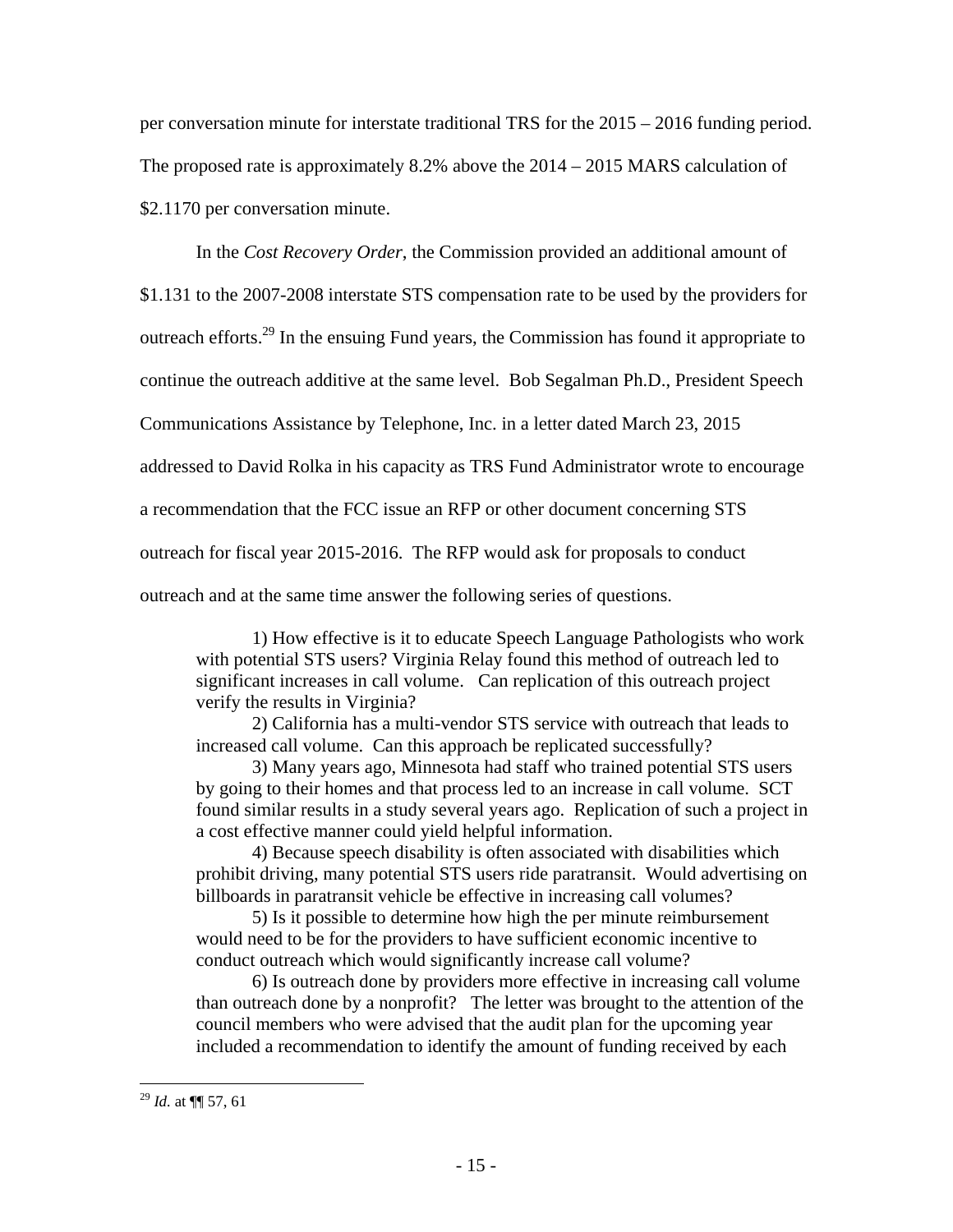per conversation minute for interstate traditional TRS for the 2015 – 2016 funding period. The proposed rate is approximately 8.2% above the 2014 – 2015 MARS calculation of $2.1170 per conversation minute.

In the *Cost Recovery Order*, the Commission provided an additional amount of $1.131 to the 2007-2008 interstate STS compensation rate to be used by the providers for outreach efforts.[29] In the ensuing Fund years, the Commission has found it appropriate to continue the outreach additive at the same level. Bob Segalman Ph.D., President Speech Communications Assistance by Telephone, Inc. in a letter dated March 23, 2015 addressed to David Rolka in his capacity as TRS Fund Administrator wrote to encourage a recommendation that the FCC issue an RFP or other document concerning STS outreach for fiscal year 2015-2016. The RFP would ask for proposals to conduct outreach and at the same time answer the following series of questions.

> 1) How effective is it to educate Speech Language Pathologists who work with potential STS users? Virginia Relay found this method of outreach led to significant increases in call volume. Can replication of this outreach project verify the results in Virginia?
>
> 2) California has a multi-vendor STS service with outreach that leads to increased call volume. Can this approach be replicated successfully?
>
> 3) Many years ago, Minnesota had staff who trained potential STS users by going to their homes and that process led to an increase in call volume. SCT found similar results in a study several years ago. Replication of such a project in a cost effective manner could yield helpful information.
>
> 4) Because speech disability is often associated with disabilities which prohibit driving, many potential STS users ride paratransit. Would advertising on billboards in paratransit vehicle be effective in increasing call volumes?
>
> 5) Is it possible to determine how high the per minute reimbursement would need to be for the providers to have sufficient economic incentive to conduct outreach which would significantly increase call volume?
>
> 6) Is outreach done by providers more effective in increasing call volume than outreach done by a nonprofit? The letter was brought to the attention of the council members who were advised that the audit plan for the upcoming year included a recommendation to identify the amount of funding received by each

---

[29] *Id.* at ¶¶ 57, 61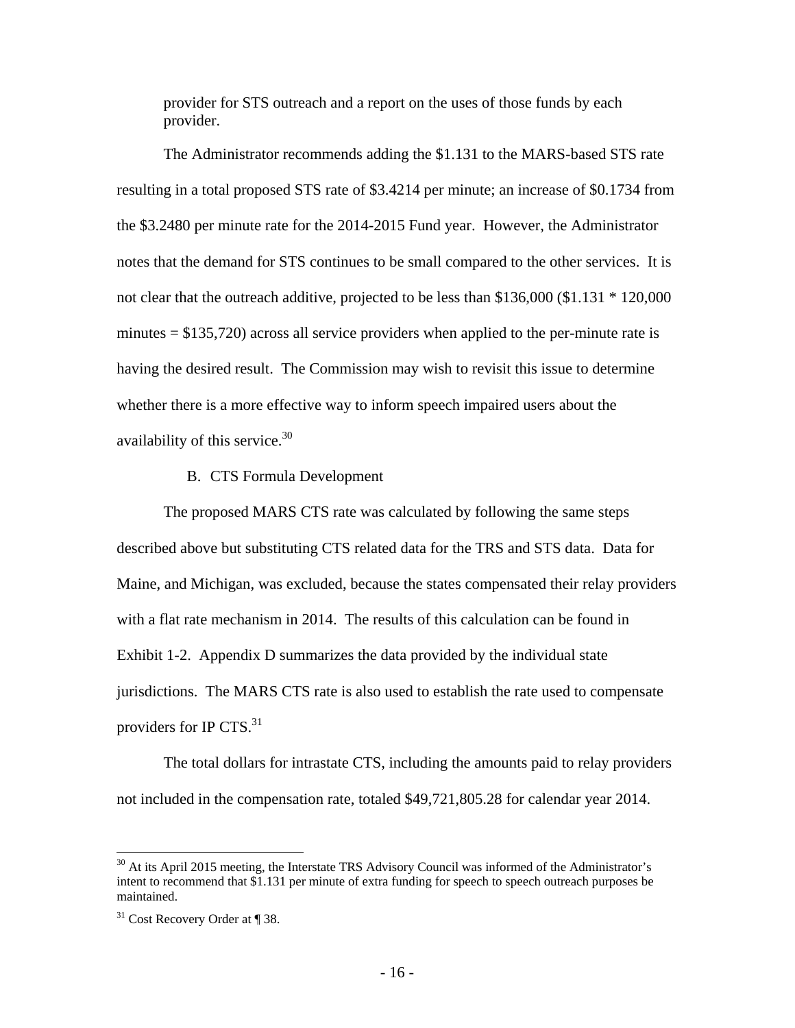provider for STS outreach and a report on the uses of those funds by each provider.

The Administrator recommends adding the $1.131 to the MARS-based STS rate resulting in a total proposed STS rate of $3.4214 per minute; an increase of $0.1734 from the $3.2480 per minute rate for the 2014-2015 Fund year. However, the Administrator notes that the demand for STS continues to be small compared to the other services. It is not clear that the outreach additive, projected to be less than $136,000 ($1.131 * 120,000 minutes = $135,720) across all service providers when applied to the per-minute rate is having the desired result. The Commission may wish to revisit this issue to determine whether there is a more effective way to inform speech impaired users about the availability of this service.[30]

B. CTS Formula Development

The proposed MARS CTS rate was calculated by following the same steps described above but substituting CTS related data for the TRS and STS data. Data for Maine, and Michigan, was excluded, because the states compensated their relay providers with a flat rate mechanism in 2014. The results of this calculation can be found in Exhibit 1-2. Appendix D summarizes the data provided by the individual state jurisdictions. The MARS CTS rate is also used to establish the rate used to compensate providers for IP CTS.[31]

The total dollars for intrastate CTS, including the amounts paid to relay providers not included in the compensation rate, totaled $49,721,805.28 for calendar year 2014.

---

[30] At its April 2015 meeting, the Interstate TRS Advisory Council was informed of the Administrator's intent to recommend that $1.131 per minute of extra funding for speech to speech outreach purposes be maintained.

[31] Cost Recovery Order at ¶ 38.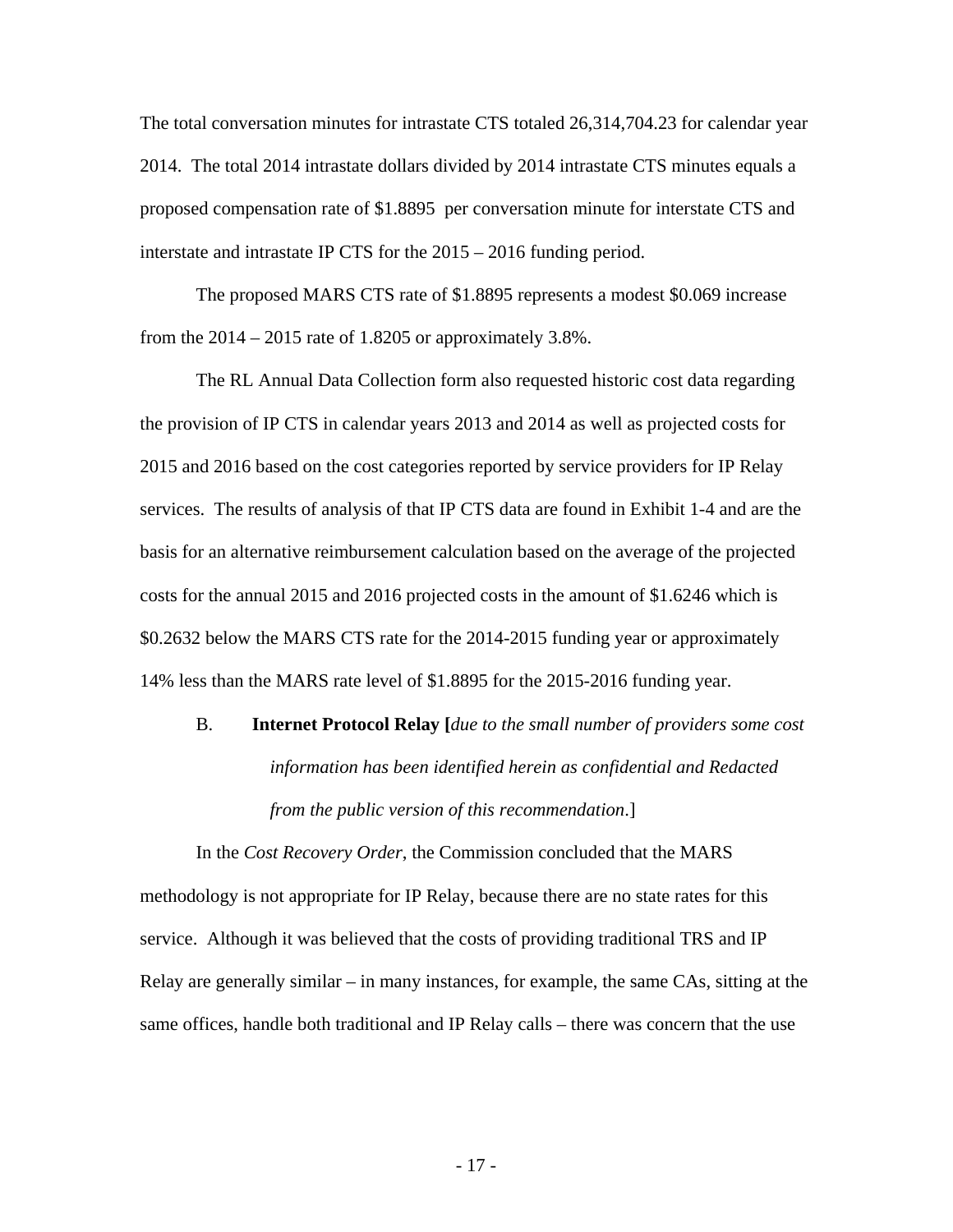The total conversation minutes for intrastate CTS totaled 26,314,704.23 for calendar year 2014. The total 2014 intrastate dollars divided by 2014 intrastate CTS minutes equals a proposed compensation rate of $1.8895 per conversation minute for interstate CTS and interstate and intrastate IP CTS for the 2015 – 2016 funding period.

The proposed MARS CTS rate of $1.8895 represents a modest $0.069 increase from the 2014 – 2015 rate of 1.8205 or approximately 3.8%.

The RL Annual Data Collection form also requested historic cost data regarding the provision of IP CTS in calendar years 2013 and 2014 as well as projected costs for 2015 and 2016 based on the cost categories reported by service providers for IP Relay services. The results of analysis of that IP CTS data are found in Exhibit 1-4 and are the basis for an alternative reimbursement calculation based on the average of the projected costs for the annual 2015 and 2016 projected costs in the amount of $1.6246 which is $0.2632 below the MARS CTS rate for the 2014-2015 funding year or approximately 14% less than the MARS rate level of $1.8895 for the 2015-2016 funding year.

B. **Internet Protocol Relay [***due to the small number of providers some cost information has been identified herein as confidential and Redacted from the public version of this recommendation*.]

In the *Cost Recovery Order*, the Commission concluded that the MARS methodology is not appropriate for IP Relay, because there are no state rates for this service. Although it was believed that the costs of providing traditional TRS and IP Relay are generally similar – in many instances, for example, the same CAs, sitting at the same offices, handle both traditional and IP Relay calls – there was concern that the use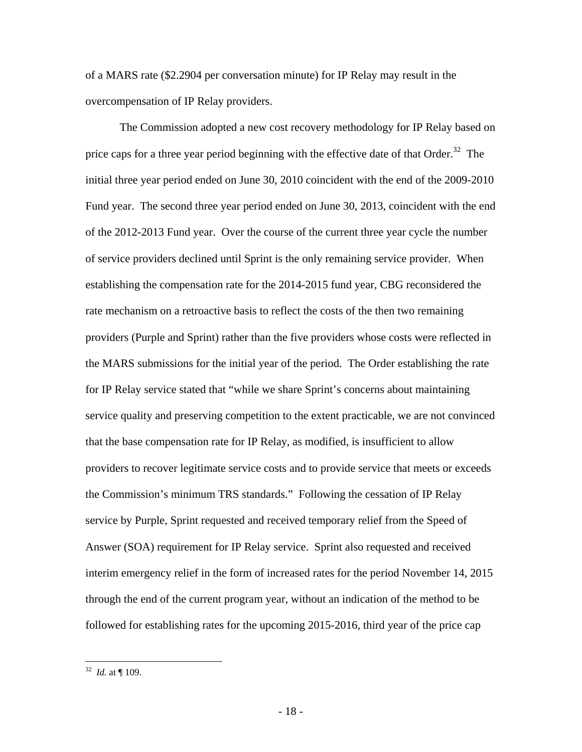of a MARS rate ($2.2904 per conversation minute) for IP Relay may result in the overcompensation of IP Relay providers.

The Commission adopted a new cost recovery methodology for IP Relay based on price caps for a three year period beginning with the effective date of that Order.[32] The initial three year period ended on June 30, 2010 coincident with the end of the 2009-2010 Fund year. The second three year period ended on June 30, 2013, coincident with the end of the 2012-2013 Fund year. Over the course of the current three year cycle the number of service providers declined until Sprint is the only remaining service provider. When establishing the compensation rate for the 2014-2015 fund year, CBG reconsidered the rate mechanism on a retroactive basis to reflect the costs of the then two remaining providers (Purple and Sprint) rather than the five providers whose costs were reflected in the MARS submissions for the initial year of the period. The Order establishing the rate for IP Relay service stated that "while we share Sprint's concerns about maintaining service quality and preserving competition to the extent practicable, we are not convinced that the base compensation rate for IP Relay, as modified, is insufficient to allow providers to recover legitimate service costs and to provide service that meets or exceeds the Commission's minimum TRS standards." Following the cessation of IP Relay service by Purple, Sprint requested and received temporary relief from the Speed of Answer (SOA) requirement for IP Relay service. Sprint also requested and received interim emergency relief in the form of increased rates for the period November 14, 2015 through the end of the current program year, without an indication of the method to be followed for establishing rates for the upcoming 2015-2016, third year of the price cap

---

[32] *Id.* at ¶ 109.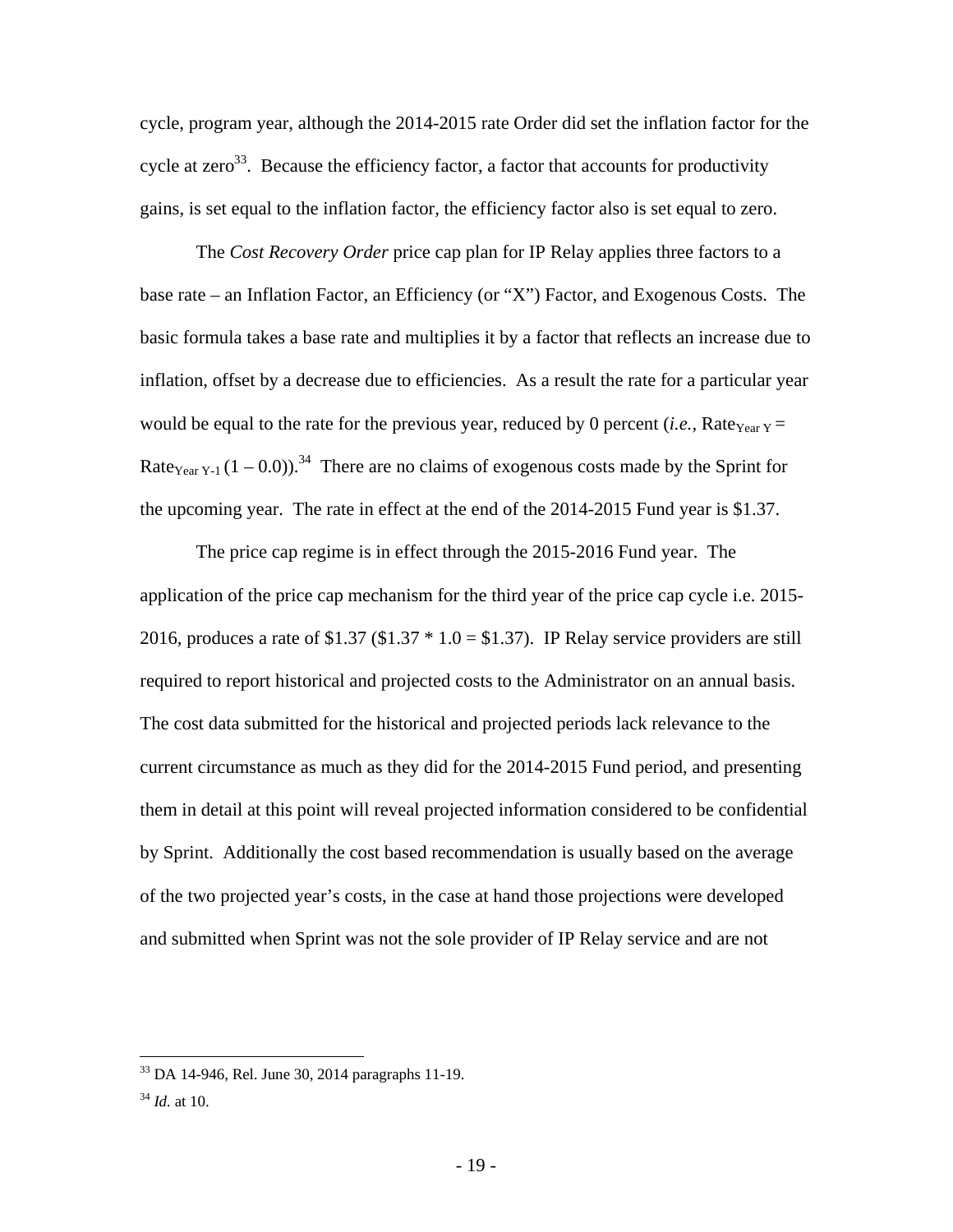cycle, program year, although the 2014-2015 rate Order did set the inflation factor for the cycle at zero[33]. Because the efficiency factor, a factor that accounts for productivity gains, is set equal to the inflation factor, the efficiency factor also is set equal to zero.

The *Cost Recovery Order* price cap plan for IP Relay applies three factors to a base rate – an Inflation Factor, an Efficiency (or "X") Factor, and Exogenous Costs. The basic formula takes a base rate and multiplies it by a factor that reflects an increase due to inflation, offset by a decrease due to efficiencies. As a result the rate for a particular year would be equal to the rate for the previous year, reduced by 0 percent (*i.e.,* $\text{Rate}_{\text{Year Y}} = \text{Rate}_{\text{Year Y-1}}(1 - 0.0)$).[34] There are no claims of exogenous costs made by the Sprint for the upcoming year. The rate in effect at the end of the 2014-2015 Fund year is $1.37.

The price cap regime is in effect through the 2015-2016 Fund year. The application of the price cap mechanism for the third year of the price cap cycle i.e. 2015-2016, produces a rate of $1.37 ($1.37 * 1.0 = $1.37). IP Relay service providers are still required to report historical and projected costs to the Administrator on an annual basis. The cost data submitted for the historical and projected periods lack relevance to the current circumstance as much as they did for the 2014-2015 Fund period, and presenting them in detail at this point will reveal projected information considered to be confidential by Sprint. Additionally the cost based recommendation is usually based on the average of the two projected year's costs, in the case at hand those projections were developed and submitted when Sprint was not the sole provider of IP Relay service and are not

---

[33] DA 14-946, Rel. June 30, 2014 paragraphs 11-19.

[34] *Id.* at 10.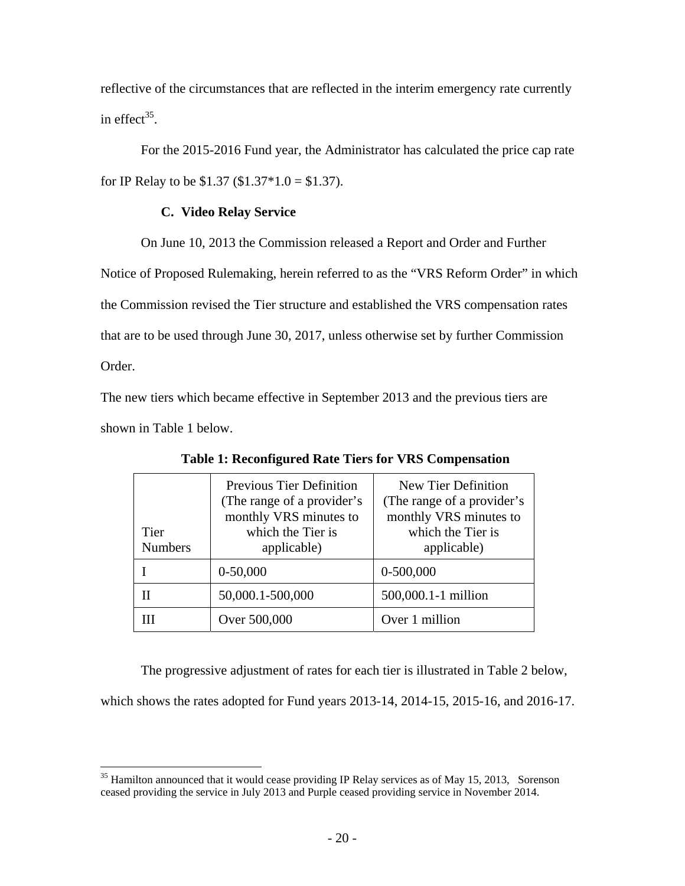reflective of the circumstances that are reflected in the interim emergency rate currently in effect[35].

For the 2015-2016 Fund year, the Administrator has calculated the price cap rate for IP Relay to be $1.37 ($1.37*1.0 = $1.37).

### C. Video Relay Service

On June 10, 2013 the Commission released a Report and Order and Further Notice of Proposed Rulemaking, herein referred to as the "VRS Reform Order" in which the Commission revised the Tier structure and established the VRS compensation rates that are to be used through June 30, 2017, unless otherwise set by further Commission Order.

The new tiers which became effective in September 2013 and the previous tiers are shown in Table 1 below.

**Table 1: Reconfigured Rate Tiers for VRS Compensation**

| Tier Numbers | Previous Tier Definition (The range of a provider's monthly VRS minutes to which the Tier is applicable) | New Tier Definition (The range of a provider's monthly VRS minutes to which the Tier is applicable) |
|---|---|---|
| I | 0-50,000 | 0-500,000 |
| II | 50,000.1-500,000 | 500,000.1-1 million |
| III | Over 500,000 | Over 1 million |

The progressive adjustment of rates for each tier is illustrated in Table 2 below, which shows the rates adopted for Fund years 2013-14, 2014-15, 2015-16, and 2016-17.

---

[35] Hamilton announced that it would cease providing IP Relay services as of May 15, 2013, Sorenson ceased providing the service in July 2013 and Purple ceased providing service in November 2014.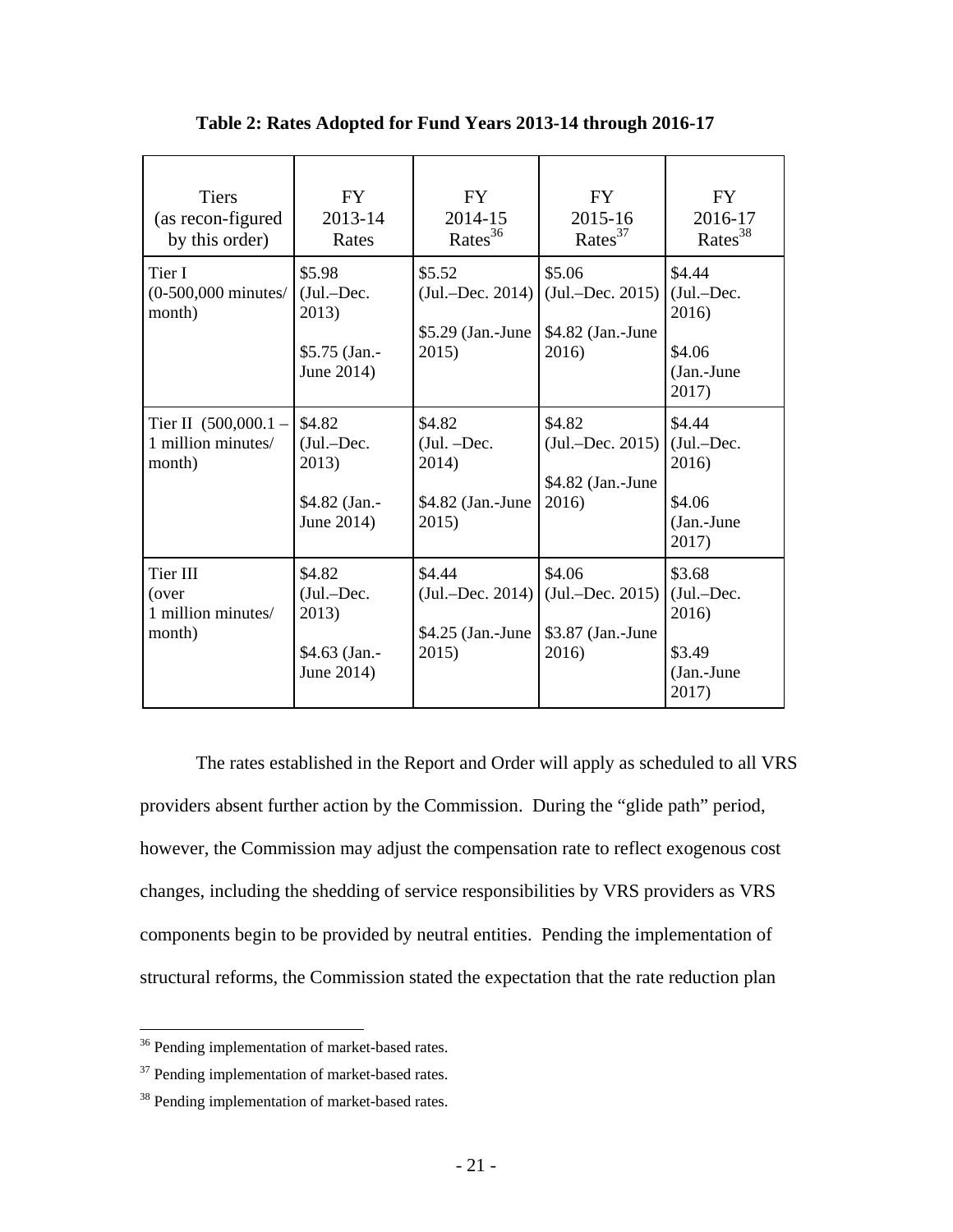**Table 2: Rates Adopted for Fund Years 2013-14 through 2016-17**

| Tiers (as recon-figured by this order) | FY 2013-14 Rates | FY 2014-15 Rates[36] | FY 2015-16 Rates[37] | FY 2016-17 Rates[38] |
|---|---|---|---|---|
| Tier I (0-500,000 minutes/ month) | \$5.98 (Jul.–Dec. 2013) \$5.75 (Jan.-June 2014) | \$5.52 (Jul.–Dec. 2014) \$5.29 (Jan.-June 2015) | \$5.06 (Jul.–Dec. 2015) \$4.82 (Jan.-June 2016) | \$4.44 (Jul.–Dec. 2016) \$4.06 (Jan.-June 2017) |
| Tier II (500,000.1 – 1 million minutes/ month) | \$4.82 (Jul.–Dec. 2013) \$4.82 (Jan.-June 2014) | \$4.82 (Jul. –Dec. 2014) \$4.82 (Jan.-June 2015) | \$4.82 (Jul.–Dec. 2015) \$4.82 (Jan.-June 2016) | \$4.44 (Jul.–Dec. 2016) \$4.06 (Jan.-June 2017) |
| Tier III (over 1 million minutes/ month) | \$4.82 (Jul.–Dec. 2013) \$4.63 (Jan.-June 2014) | \$4.44 (Jul.–Dec. 2014) \$4.25 (Jan.-June 2015) | \$4.06 (Jul.–Dec. 2015) \$3.87 (Jan.-June 2016) | \$3.68 (Jul.–Dec. 2016) \$3.49 (Jan.-June 2017) |

The rates established in the Report and Order will apply as scheduled to all VRS providers absent further action by the Commission. During the "glide path" period, however, the Commission may adjust the compensation rate to reflect exogenous cost changes, including the shedding of service responsibilities by VRS providers as VRS components begin to be provided by neutral entities. Pending the implementation of structural reforms, the Commission stated the expectation that the rate reduction plan

[36] Pending implementation of market-based rates.

[37] Pending implementation of market-based rates.

[38] Pending implementation of market-based rates.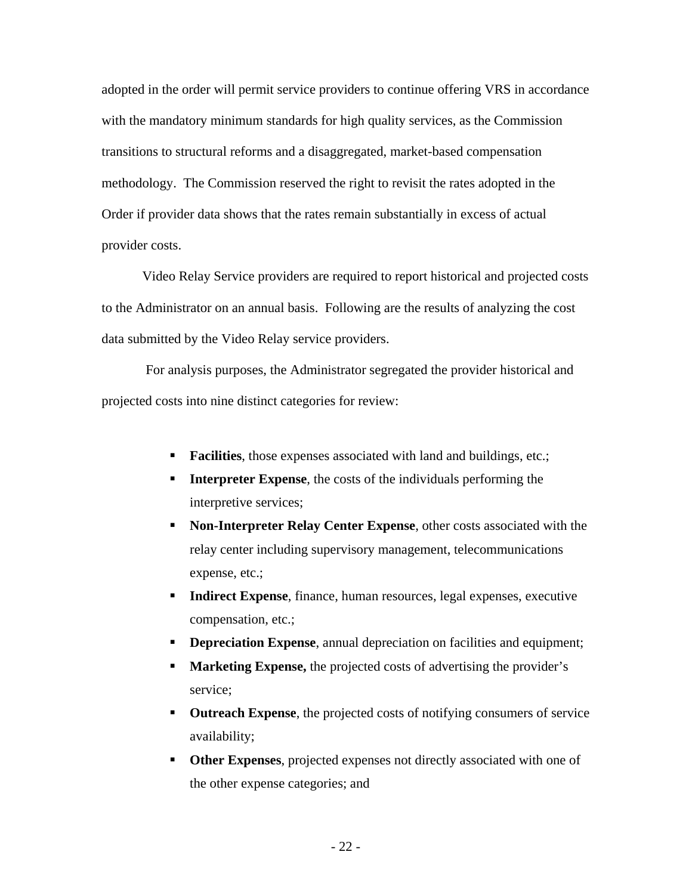adopted in the order will permit service providers to continue offering VRS in accordance with the mandatory minimum standards for high quality services, as the Commission transitions to structural reforms and a disaggregated, market-based compensation methodology. The Commission reserved the right to revisit the rates adopted in the Order if provider data shows that the rates remain substantially in excess of actual provider costs.

Video Relay Service providers are required to report historical and projected costs to the Administrator on an annual basis. Following are the results of analyzing the cost data submitted by the Video Relay service providers.

For analysis purposes, the Administrator segregated the provider historical and projected costs into nine distinct categories for review:

- **Facilities**, those expenses associated with land and buildings, etc.;
- **Interpreter Expense**, the costs of the individuals performing the interpretive services;
- **Non-Interpreter Relay Center Expense**, other costs associated with the relay center including supervisory management, telecommunications expense, etc.;
- **Indirect Expense**, finance, human resources, legal expenses, executive compensation, etc.;
- **Depreciation Expense**, annual depreciation on facilities and equipment;
- **Marketing Expense,** the projected costs of advertising the provider's service;
- **Outreach Expense**, the projected costs of notifying consumers of service availability;
- **Other Expenses**, projected expenses not directly associated with one of the other expense categories; and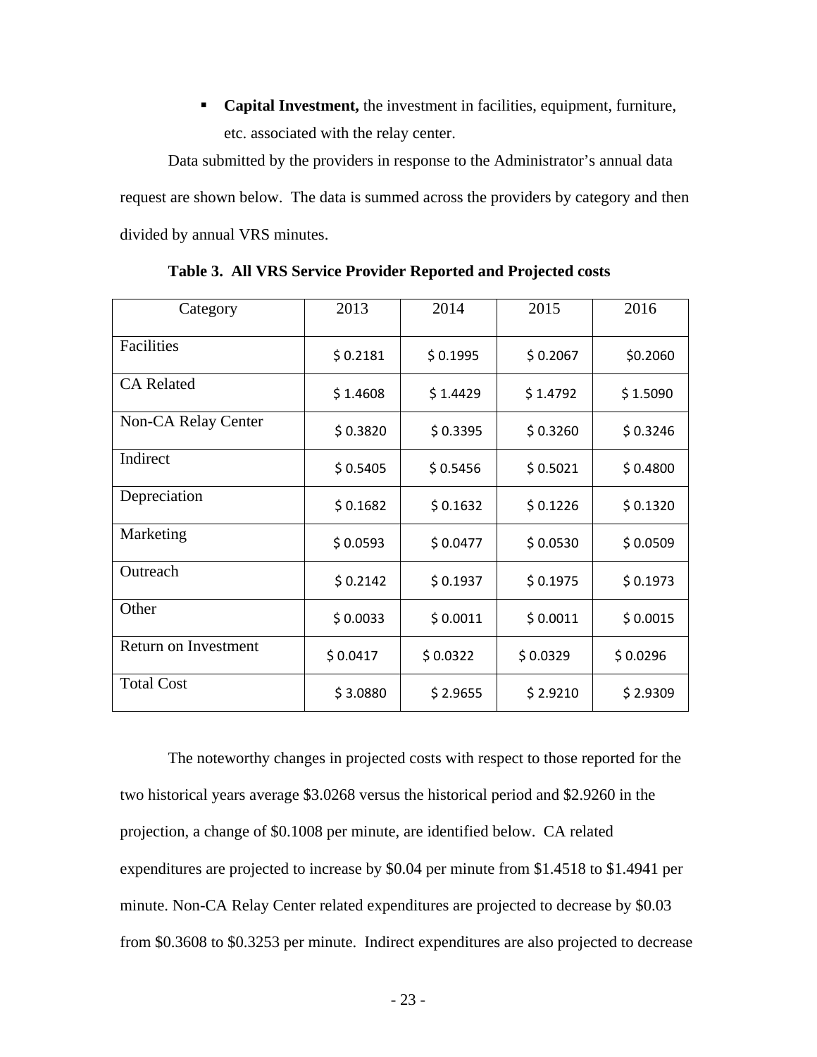- **Capital Investment,** the investment in facilities, equipment, furniture, etc. associated with the relay center.

Data submitted by the providers in response to the Administrator's annual data request are shown below. The data is summed across the providers by category and then divided by annual VRS minutes.

**Table 3. All VRS Service Provider Reported and Projected costs**

| Category | 2013 | 2014 | 2015 | 2016 |
|---|---|---|---|---|
| Facilities | $ 0.2181 | $ 0.1995 | $ 0.2067 | $0.2060 |
| CA Related | $ 1.4608 | $ 1.4429 | $ 1.4792 | $ 1.5090 |
| Non-CA Relay Center | $ 0.3820 | $ 0.3395 | $ 0.3260 | $ 0.3246 |
| Indirect | $ 0.5405 | $ 0.5456 | $ 0.5021 | $ 0.4800 |
| Depreciation | $ 0.1682 | $ 0.1632 | $ 0.1226 | $ 0.1320 |
| Marketing | $ 0.0593 | $ 0.0477 | $ 0.0530 | $ 0.0509 |
| Outreach | $ 0.2142 | $ 0.1937 | $ 0.1975 | $ 0.1973 |
| Other | $ 0.0033 | $ 0.0011 | $ 0.0011 | $ 0.0015 |
| Return on Investment | $ 0.0417 | $ 0.0322 | $ 0.0329 | $ 0.0296 |
| Total Cost | $ 3.0880 | $ 2.9655 | $ 2.9210 | $ 2.9309 |

The noteworthy changes in projected costs with respect to those reported for the two historical years average $3.0268 versus the historical period and $2.9260 in the projection, a change of $0.1008 per minute, are identified below. CA related expenditures are projected to increase by $0.04 per minute from $1.4518 to $1.4941 per minute. Non-CA Relay Center related expenditures are projected to decrease by $0.03 from $0.3608 to $0.3253 per minute. Indirect expenditures are also projected to decrease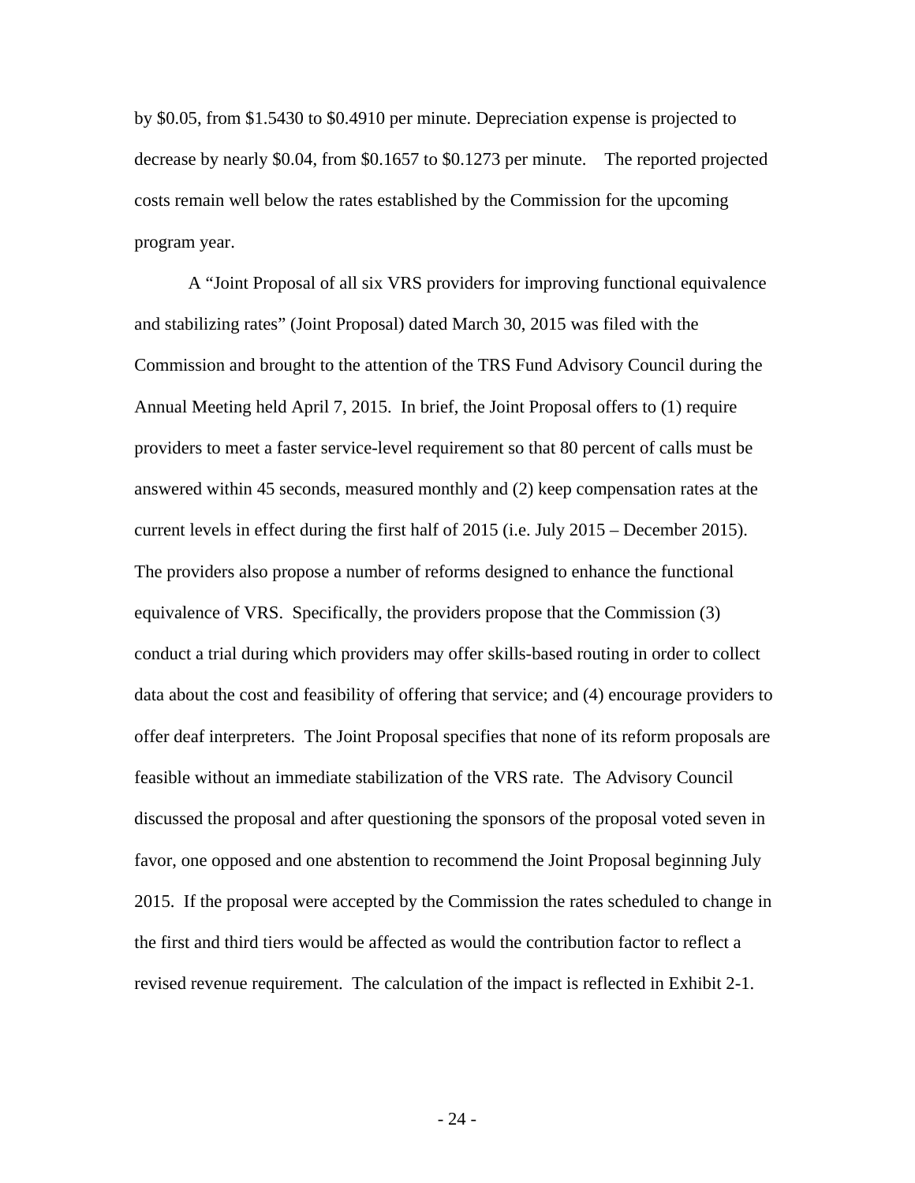by $0.05, from $1.5430 to $0.4910 per minute. Depreciation expense is projected to decrease by nearly $0.04, from $0.1657 to $0.1273 per minute. The reported projected costs remain well below the rates established by the Commission for the upcoming program year.

A "Joint Proposal of all six VRS providers for improving functional equivalence and stabilizing rates" (Joint Proposal) dated March 30, 2015 was filed with the Commission and brought to the attention of the TRS Fund Advisory Council during the Annual Meeting held April 7, 2015. In brief, the Joint Proposal offers to (1) require providers to meet a faster service-level requirement so that 80 percent of calls must be answered within 45 seconds, measured monthly and (2) keep compensation rates at the current levels in effect during the first half of 2015 (i.e. July 2015 – December 2015). The providers also propose a number of reforms designed to enhance the functional equivalence of VRS. Specifically, the providers propose that the Commission (3) conduct a trial during which providers may offer skills-based routing in order to collect data about the cost and feasibility of offering that service; and (4) encourage providers to offer deaf interpreters. The Joint Proposal specifies that none of its reform proposals are feasible without an immediate stabilization of the VRS rate. The Advisory Council discussed the proposal and after questioning the sponsors of the proposal voted seven in favor, one opposed and one abstention to recommend the Joint Proposal beginning July 2015. If the proposal were accepted by the Commission the rates scheduled to change in the first and third tiers would be affected as would the contribution factor to reflect a revised revenue requirement. The calculation of the impact is reflected in Exhibit 2-1.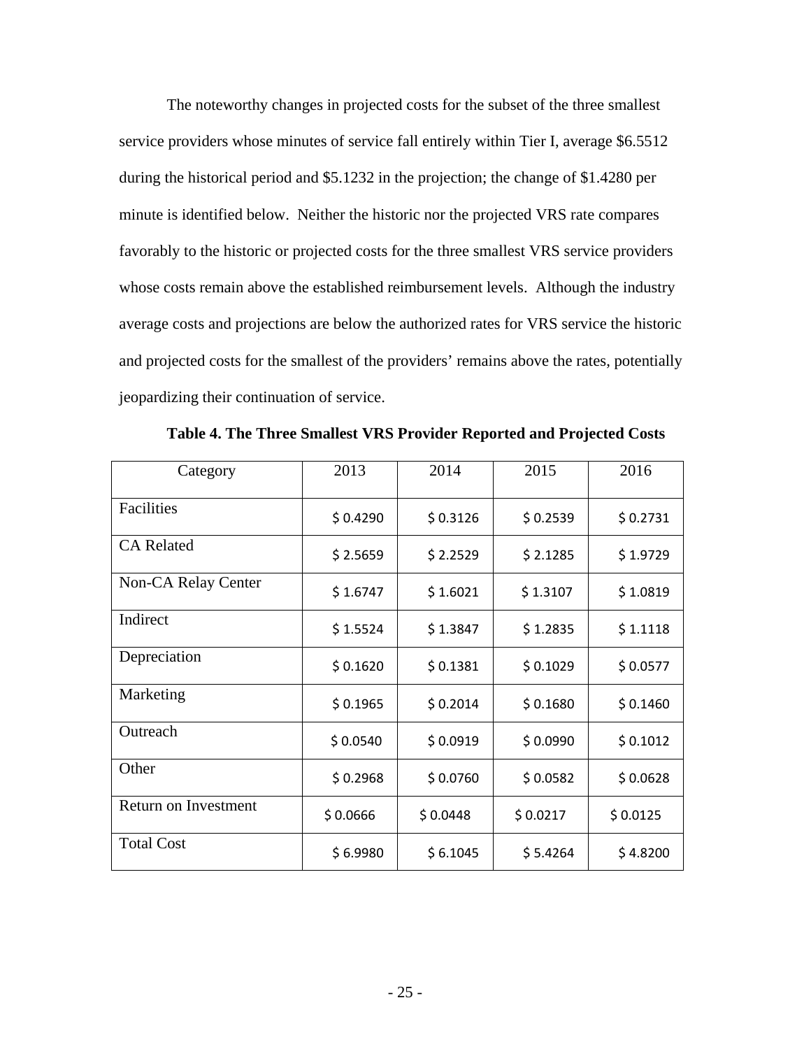The noteworthy changes in projected costs for the subset of the three smallest service providers whose minutes of service fall entirely within Tier I, average $6.5512 during the historical period and $5.1232 in the projection; the change of $1.4280 per minute is identified below. Neither the historic nor the projected VRS rate compares favorably to the historic or projected costs for the three smallest VRS service providers whose costs remain above the established reimbursement levels. Although the industry average costs and projections are below the authorized rates for VRS service the historic and projected costs for the smallest of the providers' remains above the rates, potentially jeopardizing their continuation of service.

**Table 4. The Three Smallest VRS Provider Reported and Projected Costs**

| Category | 2013 | 2014 | 2015 | 2016 |
|---|---|---|---|---|
| Facilities | $ 0.4290 | $ 0.3126 | $ 0.2539 | $ 0.2731 |
| CA Related | $ 2.5659 | $ 2.2529 | $ 2.1285 | $ 1.9729 |
| Non-CA Relay Center | $ 1.6747 | $ 1.6021 | $ 1.3107 | $ 1.0819 |
| Indirect | $ 1.5524 | $ 1.3847 | $ 1.2835 | $ 1.1118 |
| Depreciation | $ 0.1620 | $ 0.1381 | $ 0.1029 | $ 0.0577 |
| Marketing | $ 0.1965 | $ 0.2014 | $ 0.1680 | $ 0.1460 |
| Outreach | $ 0.0540 | $ 0.0919 | $ 0.0990 | $ 0.1012 |
| Other | $ 0.2968 | $ 0.0760 | $ 0.0582 | $ 0.0628 |
| Return on Investment | $ 0.0666 | $ 0.0448 | $ 0.0217 | $ 0.0125 |
| Total Cost | $ 6.9980 | $ 6.1045 | $ 5.4264 | $ 4.8200 |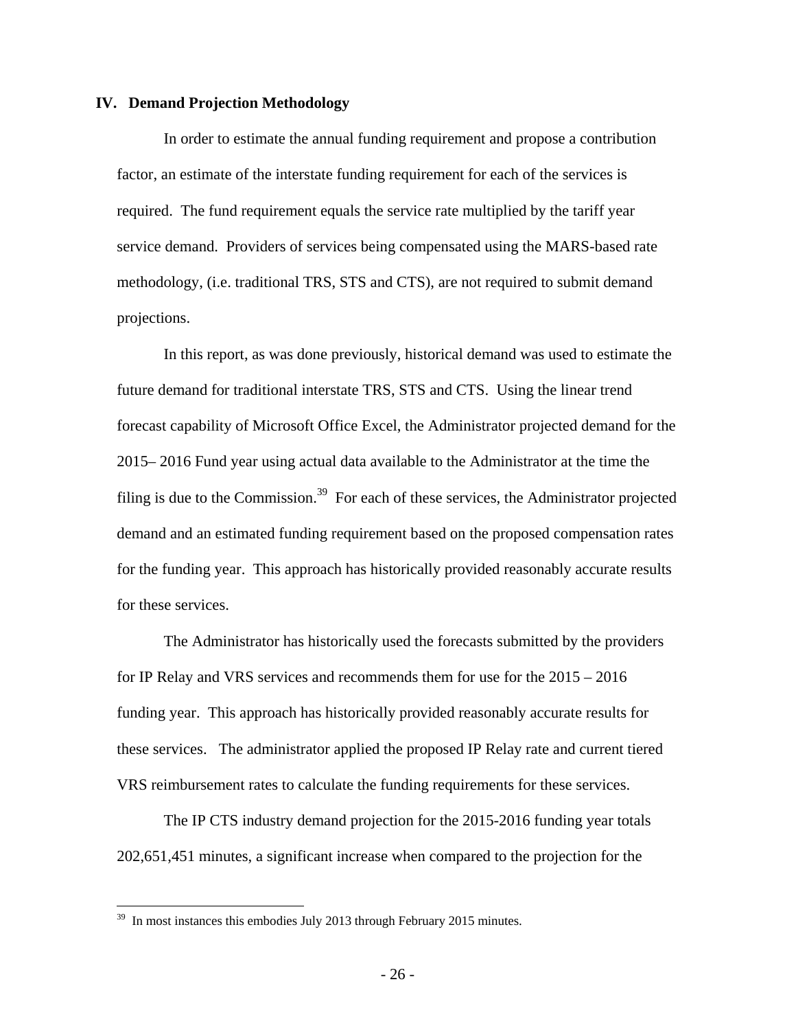## IV. Demand Projection Methodology

In order to estimate the annual funding requirement and propose a contribution factor, an estimate of the interstate funding requirement for each of the services is required. The fund requirement equals the service rate multiplied by the tariff year service demand. Providers of services being compensated using the MARS-based rate methodology, (i.e. traditional TRS, STS and CTS), are not required to submit demand projections.

In this report, as was done previously, historical demand was used to estimate the future demand for traditional interstate TRS, STS and CTS. Using the linear trend forecast capability of Microsoft Office Excel, the Administrator projected demand for the 2015– 2016 Fund year using actual data available to the Administrator at the time the filing is due to the Commission.[39] For each of these services, the Administrator projected demand and an estimated funding requirement based on the proposed compensation rates for the funding year. This approach has historically provided reasonably accurate results for these services.

The Administrator has historically used the forecasts submitted by the providers for IP Relay and VRS services and recommends them for use for the 2015 – 2016 funding year. This approach has historically provided reasonably accurate results for these services. The administrator applied the proposed IP Relay rate and current tiered VRS reimbursement rates to calculate the funding requirements for these services.

The IP CTS industry demand projection for the 2015-2016 funding year totals 202,651,451 minutes, a significant increase when compared to the projection for the

---

[39] In most instances this embodies July 2013 through February 2015 minutes.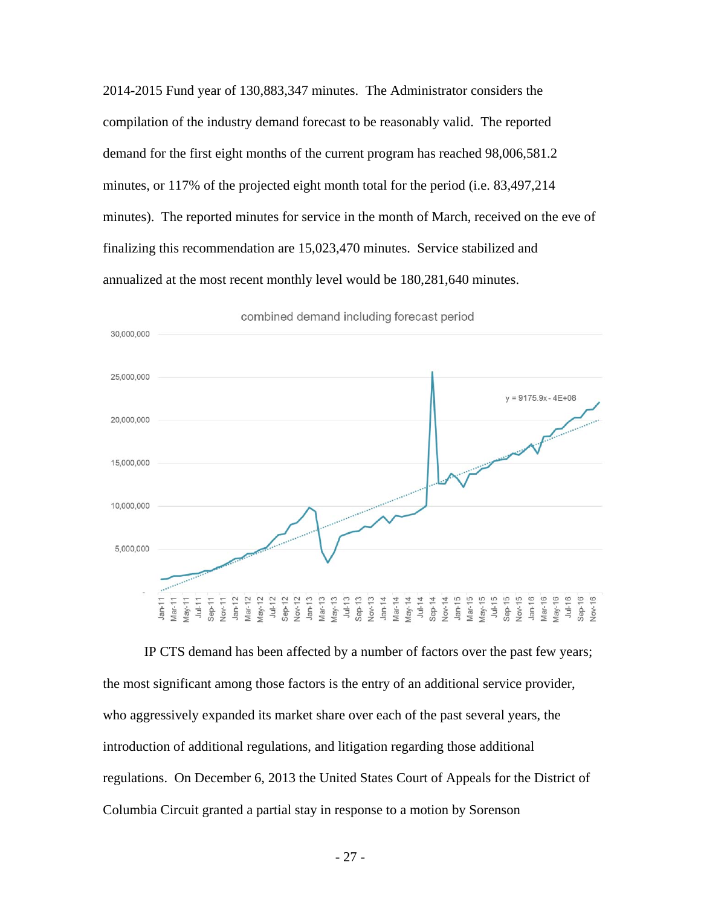2014-2015 Fund year of 130,883,347 minutes. The Administrator considers the compilation of the industry demand forecast to be reasonably valid. The reported demand for the first eight months of the current program has reached 98,006,581.2 minutes, or 117% of the projected eight month total for the period (i.e. 83,497,214 minutes). The reported minutes for service in the month of March, received on the eve of finalizing this recommendation are 15,023,470 minutes. Service stabilized and annualized at the most recent monthly level would be 180,281,640 minutes.

combined demand including forecast period

IP CTS demand has been affected by a number of factors over the past few years; the most significant among those factors is the entry of an additional service provider, who aggressively expanded its market share over each of the past several years, the introduction of additional regulations, and litigation regarding those additional regulations. On December 6, 2013 the United States Court of Appeals for the District of Columbia Circuit granted a partial stay in response to a motion by Sorenson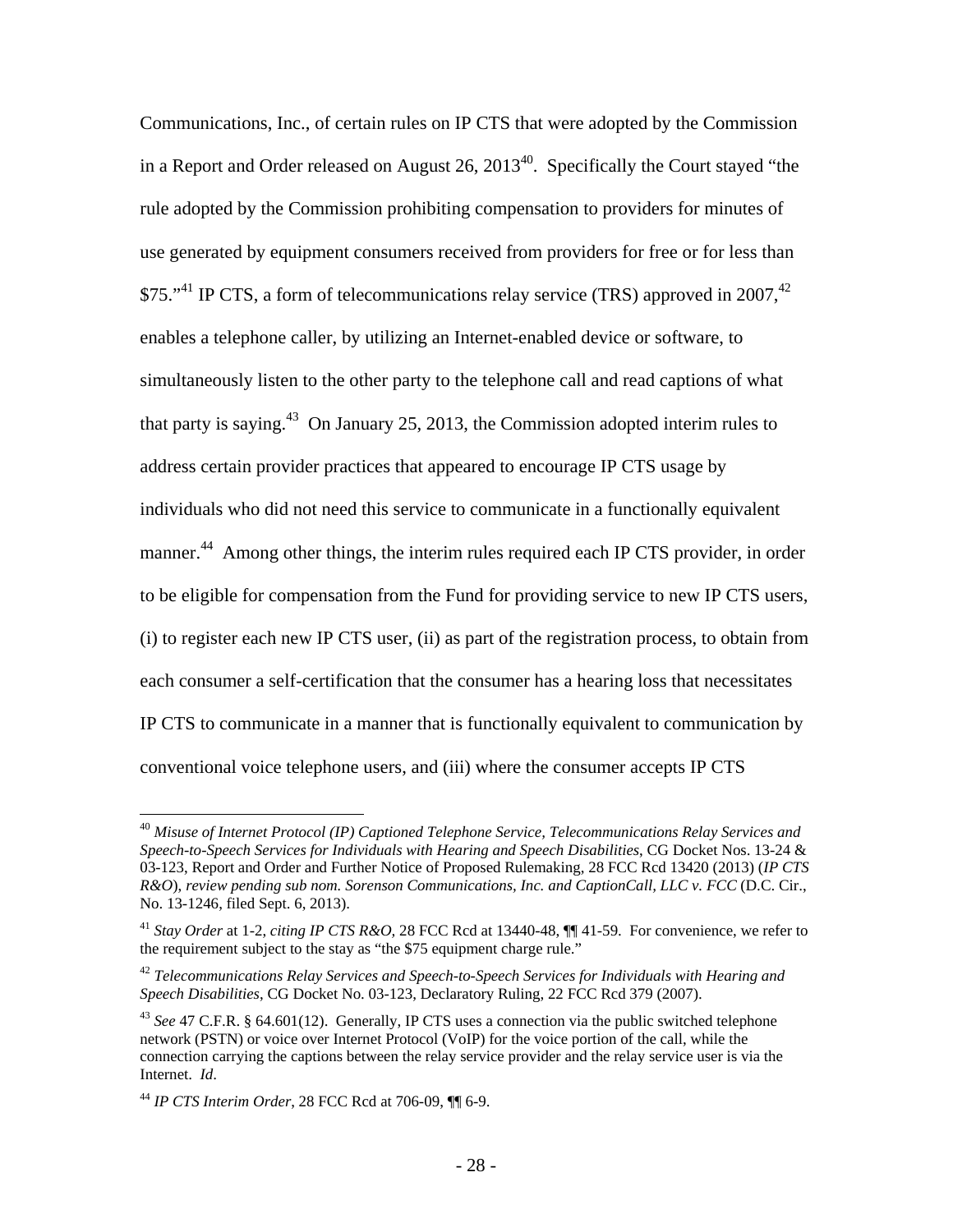Communications, Inc., of certain rules on IP CTS that were adopted by the Commission in a Report and Order released on August 26, 2013[40]. Specifically the Court stayed "the rule adopted by the Commission prohibiting compensation to providers for minutes of use generated by equipment consumers received from providers for free or for less than $75."[41] IP CTS, a form of telecommunications relay service (TRS) approved in 2007,[42] enables a telephone caller, by utilizing an Internet-enabled device or software, to simultaneously listen to the other party to the telephone call and read captions of what that party is saying.[43] On January 25, 2013, the Commission adopted interim rules to address certain provider practices that appeared to encourage IP CTS usage by individuals who did not need this service to communicate in a functionally equivalent manner.[44] Among other things, the interim rules required each IP CTS provider, in order to be eligible for compensation from the Fund for providing service to new IP CTS users, (i) to register each new IP CTS user, (ii) as part of the registration process, to obtain from each consumer a self-certification that the consumer has a hearing loss that necessitates IP CTS to communicate in a manner that is functionally equivalent to communication by conventional voice telephone users, and (iii) where the consumer accepts IP CTS

---

[40] *Misuse of Internet Protocol (IP) Captioned Telephone Service, Telecommunications Relay Services and Speech-to-Speech Services for Individuals with Hearing and Speech Disabilities*, CG Docket Nos. 13-24 & 03-123, Report and Order and Further Notice of Proposed Rulemaking, 28 FCC Rcd 13420 (2013) (*IP CTS R&O*), *review pending sub nom. Sorenson Communications, Inc. and CaptionCall, LLC v. FCC* (D.C. Cir., No. 13-1246, filed Sept. 6, 2013).

[41] *Stay Order* at 1-2, *citing IP CTS R&O,* 28 FCC Rcd at 13440-48, ¶¶ 41-59. For convenience, we refer to the requirement subject to the stay as "the $75 equipment charge rule."

[42] *Telecommunications Relay Services and Speech-to-Speech Services for Individuals with Hearing and Speech Disabilities*, CG Docket No. 03-123, Declaratory Ruling, 22 FCC Rcd 379 (2007).

[43] *See* 47 C.F.R. § 64.601(12). Generally, IP CTS uses a connection via the public switched telephone network (PSTN) or voice over Internet Protocol (VoIP) for the voice portion of the call, while the connection carrying the captions between the relay service provider and the relay service user is via the Internet. *Id*.

[44] *IP CTS Interim Order*, 28 FCC Rcd at 706-09, ¶¶ 6-9.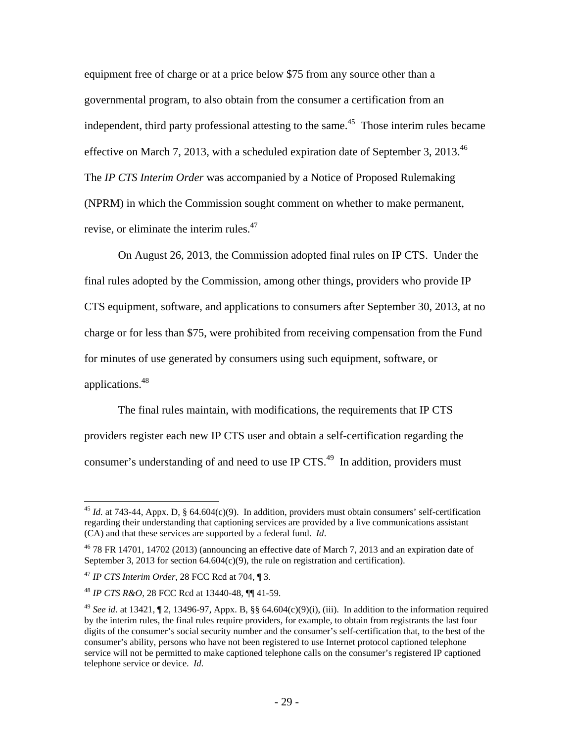equipment free of charge or at a price below $75 from any source other than a governmental program, to also obtain from the consumer a certification from an independent, third party professional attesting to the same.[45] Those interim rules became effective on March 7, 2013, with a scheduled expiration date of September 3, 2013.[46] The *IP CTS Interim Order* was accompanied by a Notice of Proposed Rulemaking (NPRM) in which the Commission sought comment on whether to make permanent, revise, or eliminate the interim rules.[47]

On August 26, 2013, the Commission adopted final rules on IP CTS. Under the final rules adopted by the Commission, among other things, providers who provide IP CTS equipment, software, and applications to consumers after September 30, 2013, at no charge or for less than $75, were prohibited from receiving compensation from the Fund for minutes of use generated by consumers using such equipment, software, or applications.[48]

The final rules maintain, with modifications, the requirements that IP CTS providers register each new IP CTS user and obtain a self-certification regarding the consumer's understanding of and need to use IP CTS.[49] In addition, providers must

---

[45] *Id*. at 743-44, Appx. D, § 64.604(c)(9). In addition, providers must obtain consumers' self-certification regarding their understanding that captioning services are provided by a live communications assistant (CA) and that these services are supported by a federal fund. *Id*.

[46] 78 FR 14701, 14702 (2013) (announcing an effective date of March 7, 2013 and an expiration date of September 3, 2013 for section 64.604(c)(9), the rule on registration and certification).

[47] *IP CTS Interim Order*, 28 FCC Rcd at 704, ¶ 3.

[48] *IP CTS R&O*, 28 FCC Rcd at 13440-48, ¶¶ 41-59.

[49] *See id*. at 13421, ¶ 2, 13496-97, Appx. B, §§ 64.604(c)(9)(i), (iii). In addition to the information required by the interim rules, the final rules require providers, for example, to obtain from registrants the last four digits of the consumer's social security number and the consumer's self-certification that, to the best of the consumer's ability, persons who have not been registered to use Internet protocol captioned telephone service will not be permitted to make captioned telephone calls on the consumer's registered IP captioned telephone service or device. *Id*.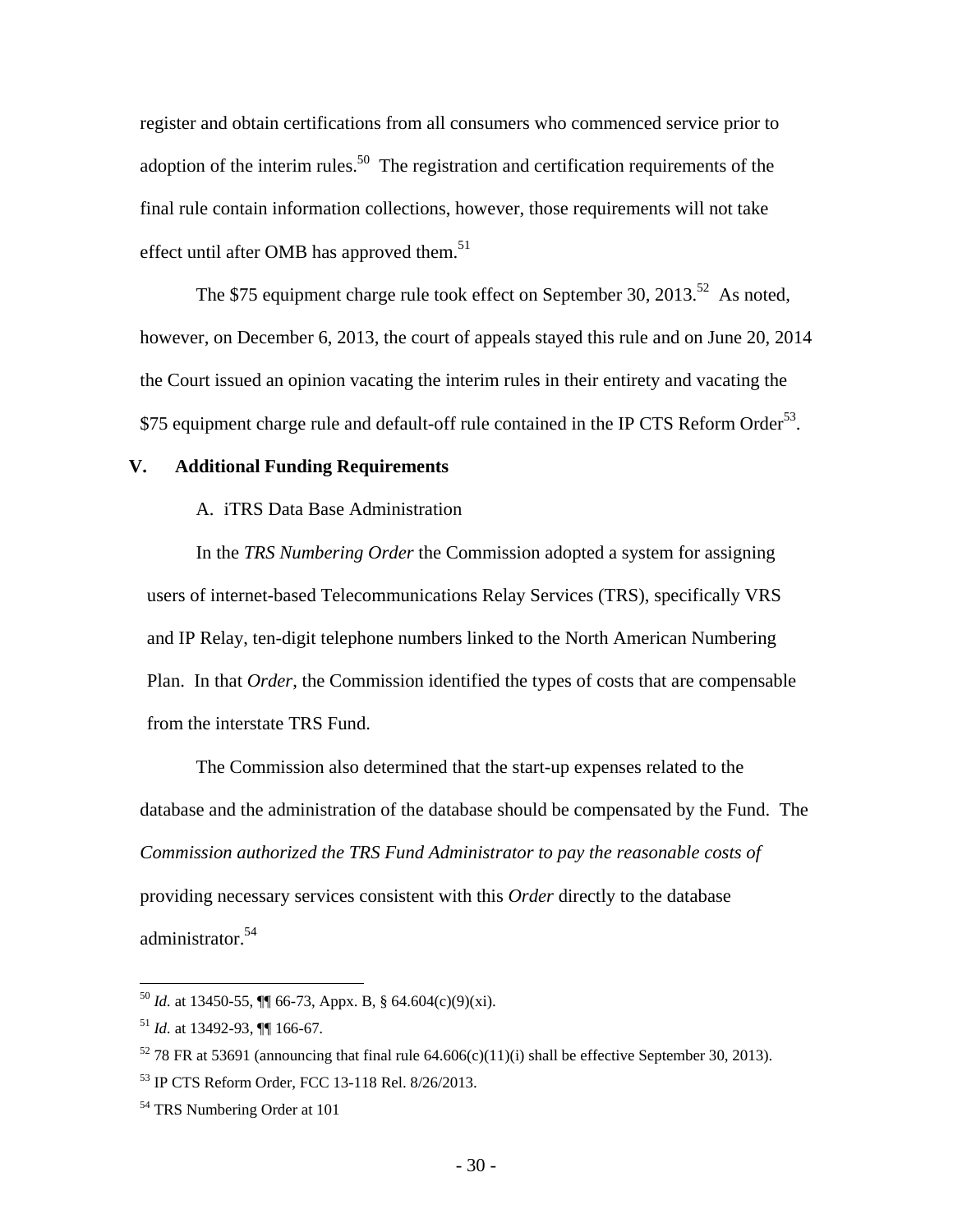register and obtain certifications from all consumers who commenced service prior to adoption of the interim rules.[50] The registration and certification requirements of the final rule contain information collections, however, those requirements will not take effect until after OMB has approved them.[51]

The $75 equipment charge rule took effect on September 30, 2013.[52] As noted, however, on December 6, 2013, the court of appeals stayed this rule and on June 20, 2014 the Court issued an opinion vacating the interim rules in their entirety and vacating the $75 equipment charge rule and default-off rule contained in the IP CTS Reform Order[53].

## V. Additional Funding Requirements

### A. iTRS Data Base Administration

In the *TRS Numbering Order* the Commission adopted a system for assigning users of internet-based Telecommunications Relay Services (TRS), specifically VRS and IP Relay, ten-digit telephone numbers linked to the North American Numbering Plan. In that *Order*, the Commission identified the types of costs that are compensable from the interstate TRS Fund.

The Commission also determined that the start-up expenses related to the database and the administration of the database should be compensated by the Fund. The *Commission authorized the TRS Fund Administrator to pay the reasonable costs of* providing necessary services consistent with this *Order* directly to the database administrator.[54]

---

[50] *Id*. at 13450-55, ¶¶ 66-73, Appx. B, § 64.604(c)(9)(xi).

[51] *Id*. at 13492-93, ¶¶ 166-67.

[52] 78 FR at 53691 (announcing that final rule 64.606(c)(11)(i) shall be effective September 30, 2013).

[53] IP CTS Reform Order, FCC 13-118 Rel. 8/26/2013.

[54] TRS Numbering Order at 101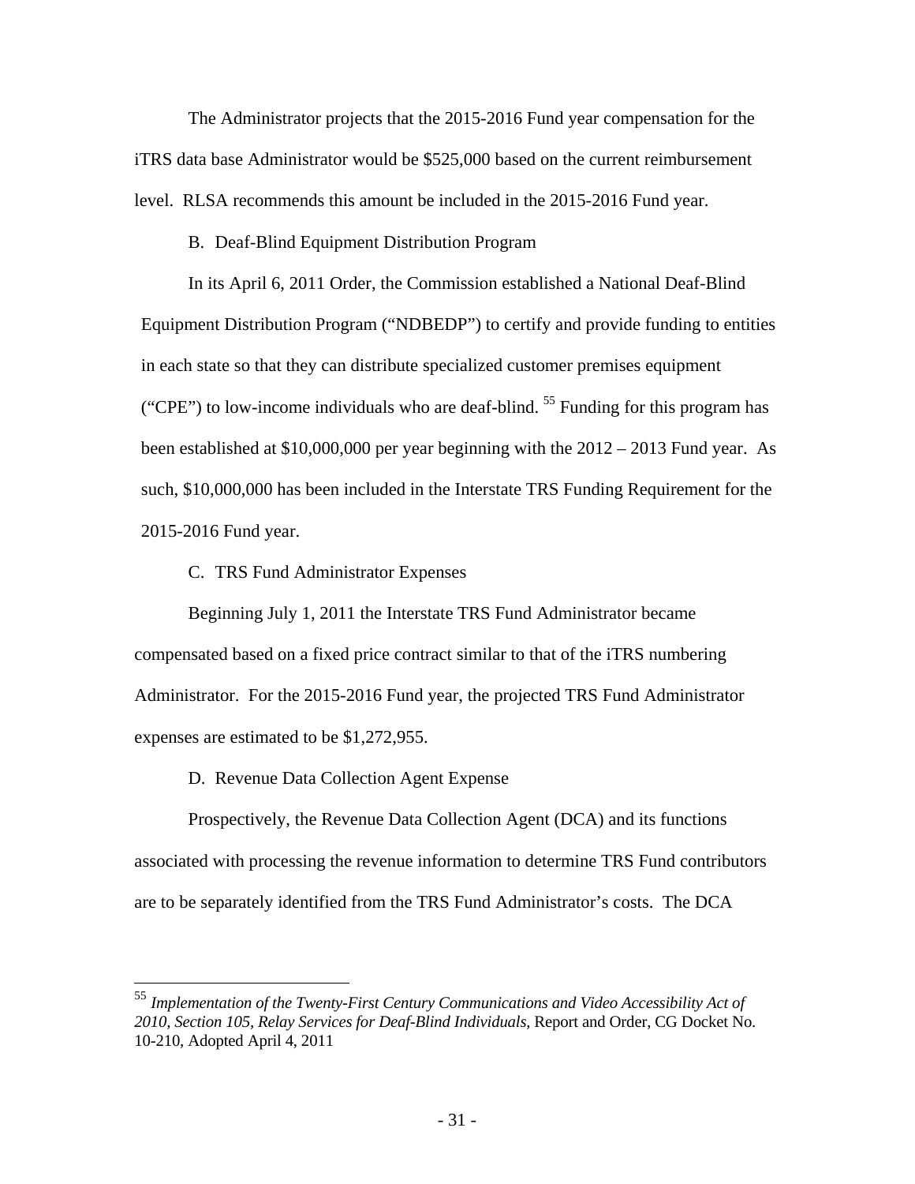The Administrator projects that the 2015-2016 Fund year compensation for the iTRS data base Administrator would be $525,000 based on the current reimbursement level. RLSA recommends this amount be included in the 2015-2016 Fund year.

B. Deaf-Blind Equipment Distribution Program

In its April 6, 2011 Order, the Commission established a National Deaf-Blind Equipment Distribution Program ("NDBEDP") to certify and provide funding to entities in each state so that they can distribute specialized customer premises equipment ("CPE") to low-income individuals who are deaf-blind.[55] Funding for this program has been established at $10,000,000 per year beginning with the 2012 – 2013 Fund year. As such, $10,000,000 has been included in the Interstate TRS Funding Requirement for the 2015-2016 Fund year.

C. TRS Fund Administrator Expenses

Beginning July 1, 2011 the Interstate TRS Fund Administrator became compensated based on a fixed price contract similar to that of the iTRS numbering Administrator. For the 2015-2016 Fund year, the projected TRS Fund Administrator expenses are estimated to be $1,272,955.

D. Revenue Data Collection Agent Expense

Prospectively, the Revenue Data Collection Agent (DCA) and its functions associated with processing the revenue information to determine TRS Fund contributors are to be separately identified from the TRS Fund Administrator's costs. The DCA

---

[55] *Implementation of the Twenty-First Century Communications and Video Accessibility Act of 2010, Section 105, Relay Services for Deaf-Blind Individuals*, Report and Order, CG Docket No. 10-210, Adopted April 4, 2011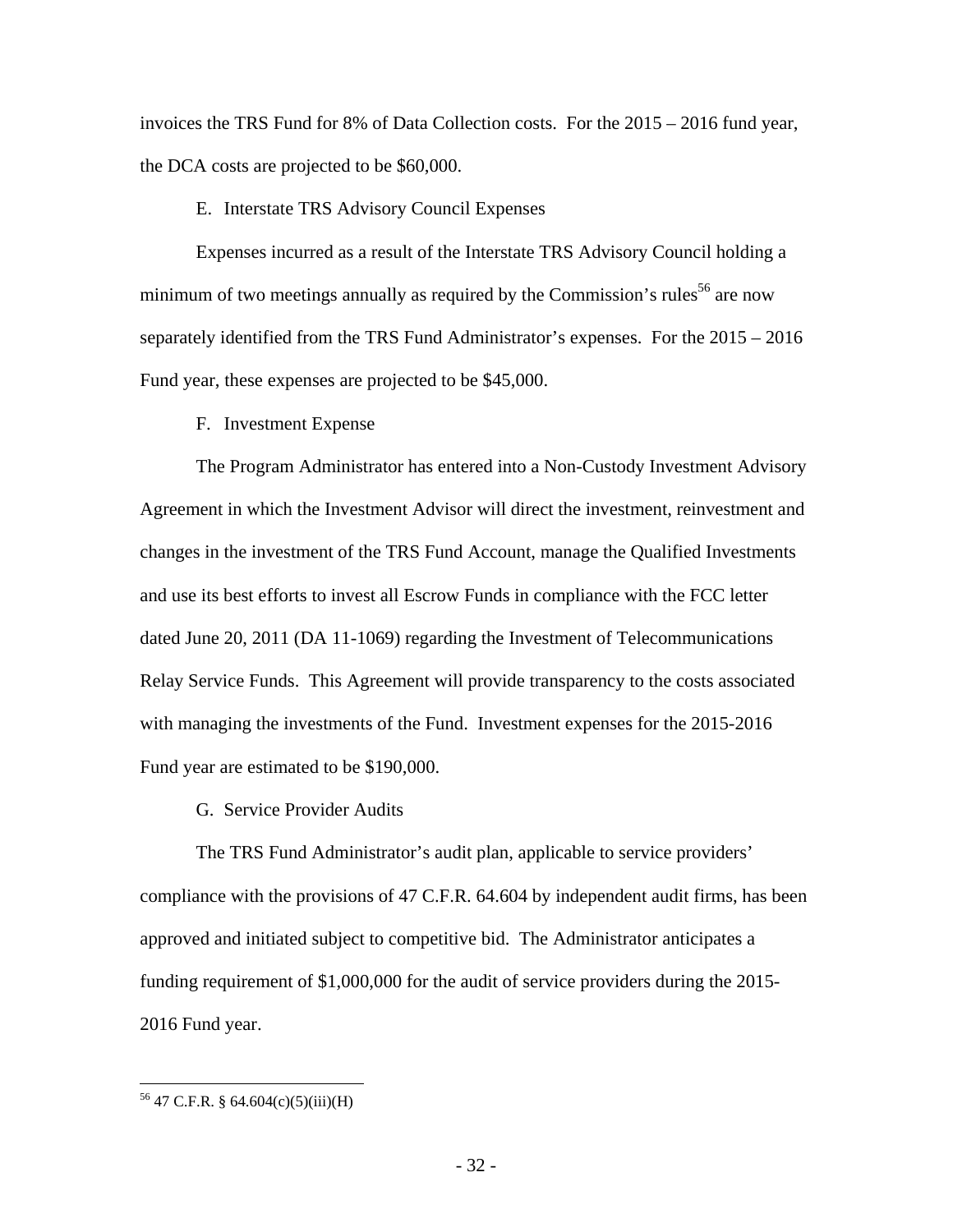invoices the TRS Fund for 8% of Data Collection costs. For the 2015 – 2016 fund year, the DCA costs are projected to be $60,000.

E. Interstate TRS Advisory Council Expenses

Expenses incurred as a result of the Interstate TRS Advisory Council holding a minimum of two meetings annually as required by the Commission's rules[56] are now separately identified from the TRS Fund Administrator's expenses. For the 2015 – 2016 Fund year, these expenses are projected to be $45,000.

F. Investment Expense

The Program Administrator has entered into a Non-Custody Investment Advisory Agreement in which the Investment Advisor will direct the investment, reinvestment and changes in the investment of the TRS Fund Account, manage the Qualified Investments and use its best efforts to invest all Escrow Funds in compliance with the FCC letter dated June 20, 2011 (DA 11-1069) regarding the Investment of Telecommunications Relay Service Funds. This Agreement will provide transparency to the costs associated with managing the investments of the Fund. Investment expenses for the 2015-2016 Fund year are estimated to be $190,000.

G. Service Provider Audits

The TRS Fund Administrator's audit plan, applicable to service providers' compliance with the provisions of 47 C.F.R. 64.604 by independent audit firms, has been approved and initiated subject to competitive bid. The Administrator anticipates a funding requirement of $1,000,000 for the audit of service providers during the 2015-2016 Fund year.

---

[56] 47 C.F.R. § 64.604(c)(5)(iii)(H)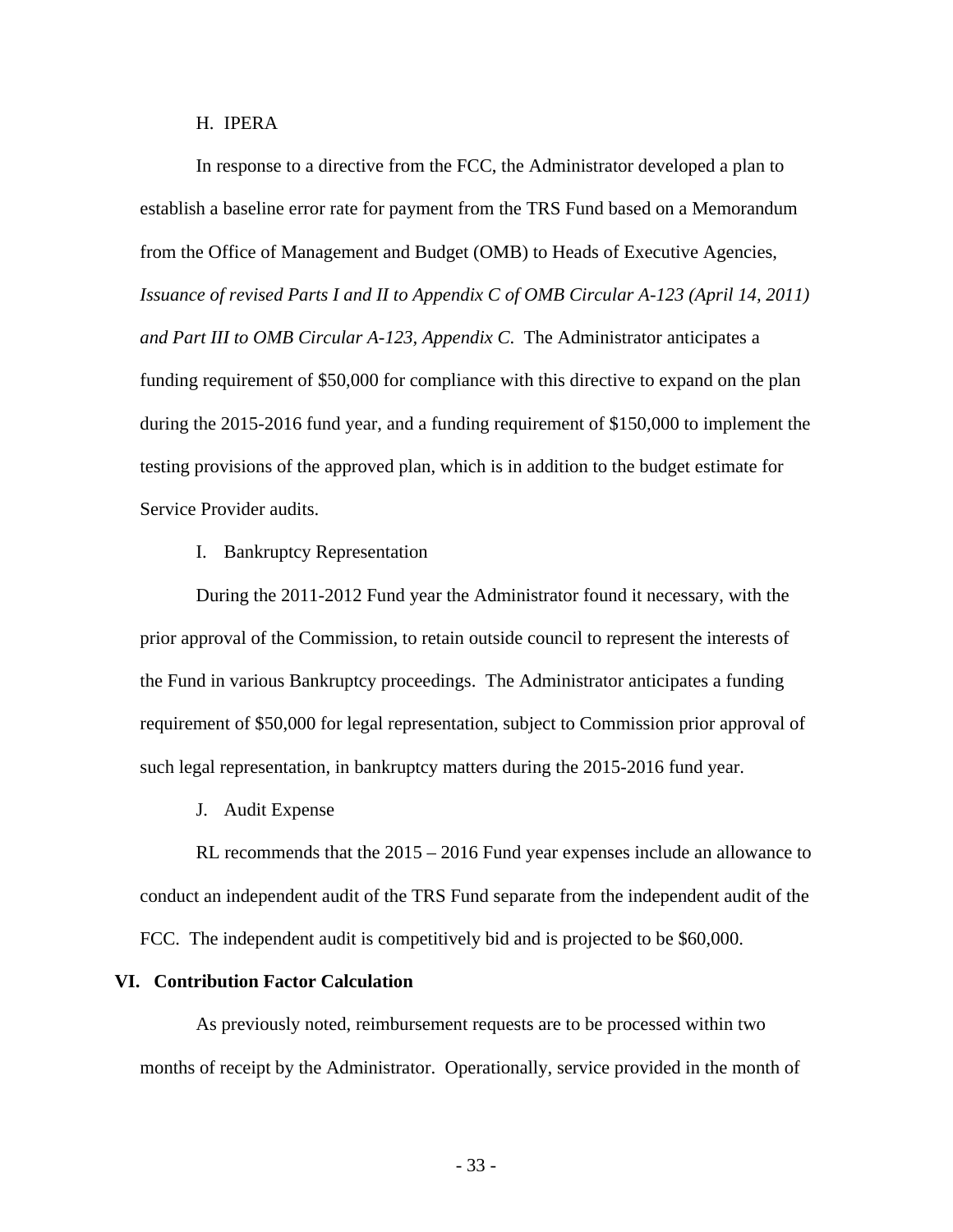### H. IPERA

In response to a directive from the FCC, the Administrator developed a plan to establish a baseline error rate for payment from the TRS Fund based on a Memorandum from the Office of Management and Budget (OMB) to Heads of Executive Agencies, *Issuance of revised Parts I and II to Appendix C of OMB Circular A-123 (April 14, 2011) and Part III to OMB Circular A-123, Appendix C.* The Administrator anticipates a funding requirement of $50,000 for compliance with this directive to expand on the plan during the 2015-2016 fund year, and a funding requirement of $150,000 to implement the testing provisions of the approved plan, which is in addition to the budget estimate for Service Provider audits.

### I. Bankruptcy Representation

During the 2011-2012 Fund year the Administrator found it necessary, with the prior approval of the Commission, to retain outside council to represent the interests of the Fund in various Bankruptcy proceedings. The Administrator anticipates a funding requirement of $50,000 for legal representation, subject to Commission prior approval of such legal representation, in bankruptcy matters during the 2015-2016 fund year.

### J. Audit Expense

RL recommends that the 2015 – 2016 Fund year expenses include an allowance to conduct an independent audit of the TRS Fund separate from the independent audit of the FCC. The independent audit is competitively bid and is projected to be $60,000.

## VI. Contribution Factor Calculation

As previously noted, reimbursement requests are to be processed within two months of receipt by the Administrator. Operationally, service provided in the month of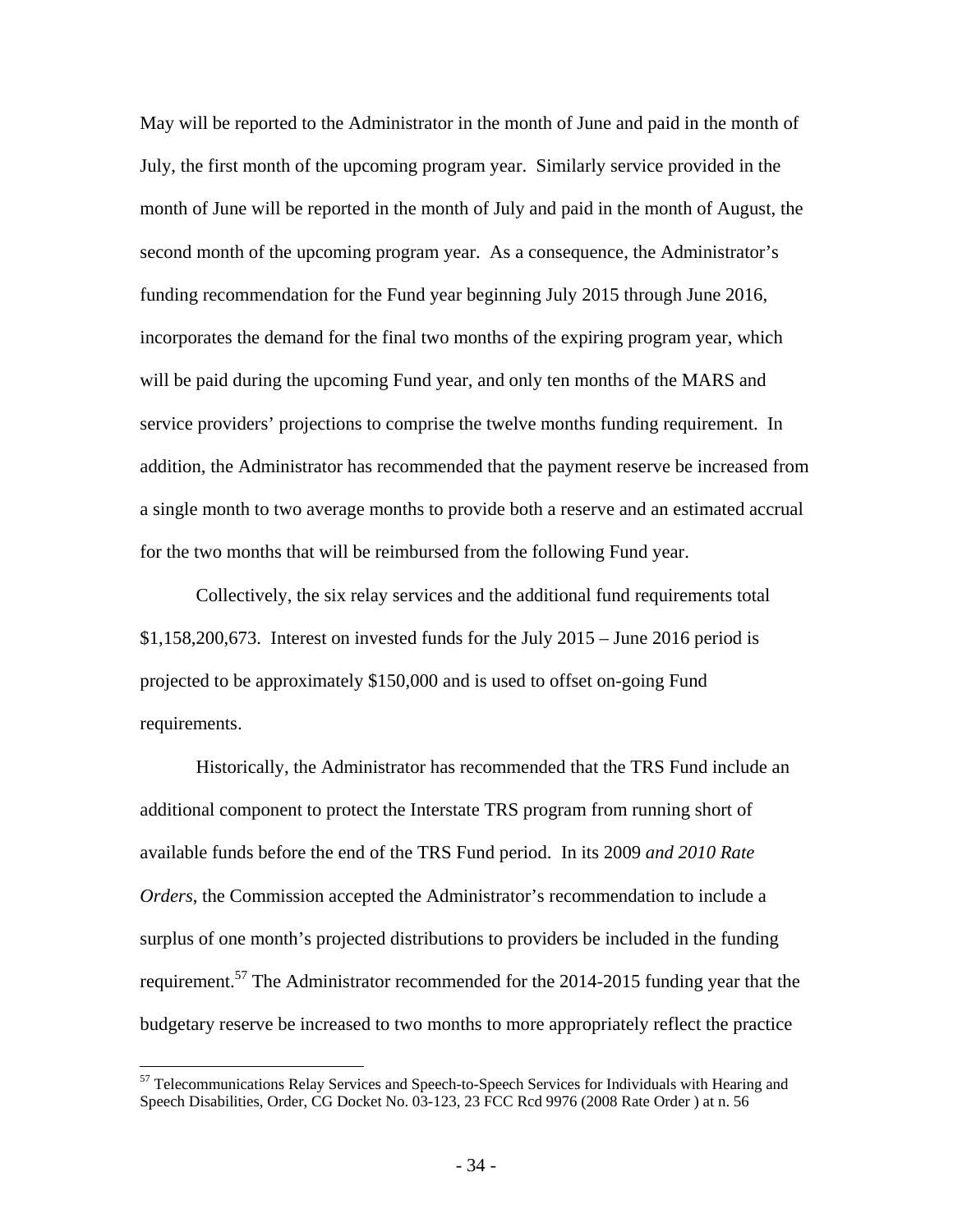May will be reported to the Administrator in the month of June and paid in the month of July, the first month of the upcoming program year. Similarly service provided in the month of June will be reported in the month of July and paid in the month of August, the second month of the upcoming program year. As a consequence, the Administrator's funding recommendation for the Fund year beginning July 2015 through June 2016, incorporates the demand for the final two months of the expiring program year, which will be paid during the upcoming Fund year, and only ten months of the MARS and service providers' projections to comprise the twelve months funding requirement. In addition, the Administrator has recommended that the payment reserve be increased from a single month to two average months to provide both a reserve and an estimated accrual for the two months that will be reimbursed from the following Fund year.

Collectively, the six relay services and the additional fund requirements total $1,158,200,673. Interest on invested funds for the July 2015 – June 2016 period is projected to be approximately $150,000 and is used to offset on-going Fund requirements.

Historically, the Administrator has recommended that the TRS Fund include an additional component to protect the Interstate TRS program from running short of available funds before the end of the TRS Fund period. In its 2009 *and 2010 Rate Orders*, the Commission accepted the Administrator's recommendation to include a surplus of one month's projected distributions to providers be included in the funding requirement.[57] The Administrator recommended for the 2014-2015 funding year that the budgetary reserve be increased to two months to more appropriately reflect the practice

[57] Telecommunications Relay Services and Speech-to-Speech Services for Individuals with Hearing and Speech Disabilities, Order, CG Docket No. 03-123, 23 FCC Rcd 9976 (2008 Rate Order ) at n. 56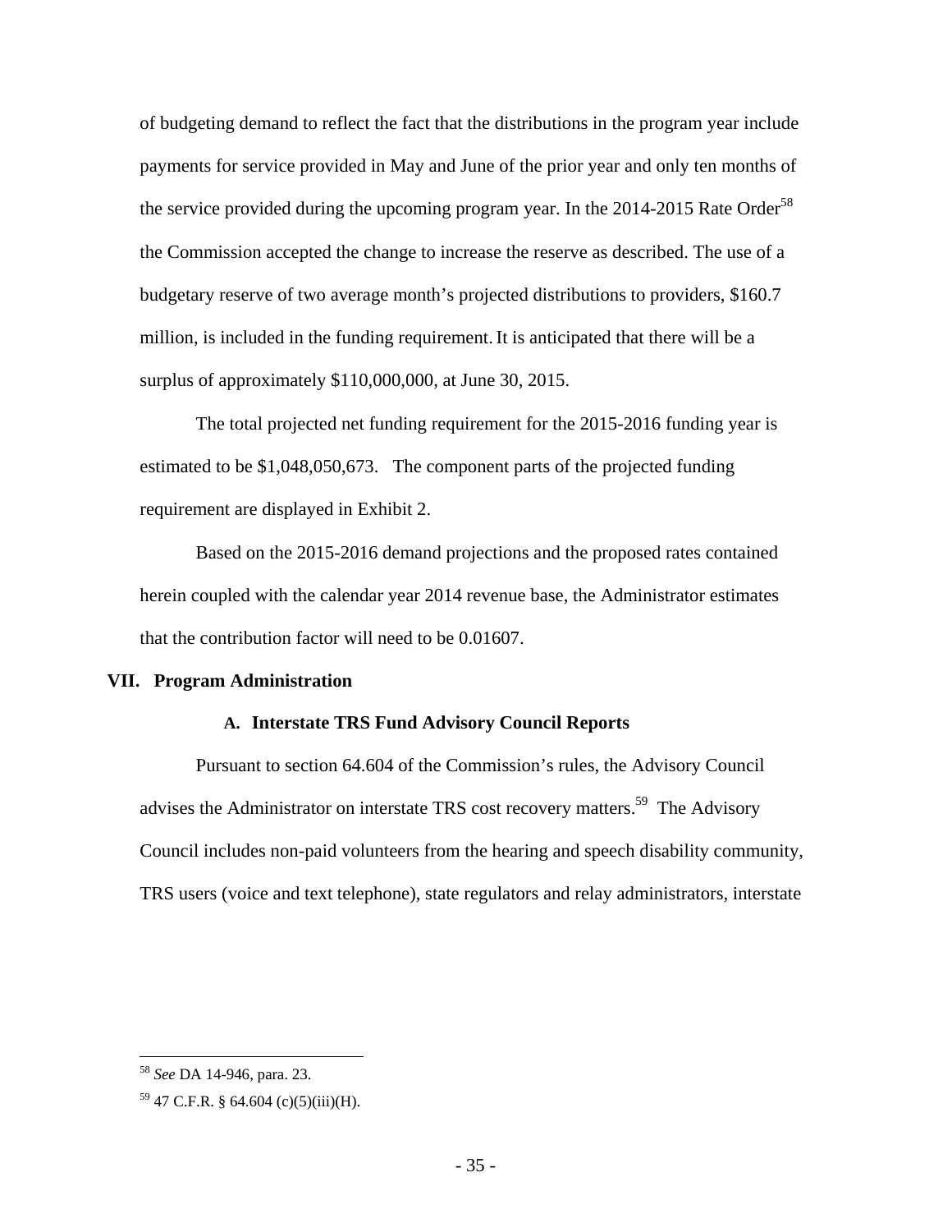of budgeting demand to reflect the fact that the distributions in the program year include payments for service provided in May and June of the prior year and only ten months of the service provided during the upcoming program year. In the 2014-2015 Rate Order[58] the Commission accepted the change to increase the reserve as described. The use of a budgetary reserve of two average month's projected distributions to providers, $160.7 million, is included in the funding requirement. It is anticipated that there will be a surplus of approximately $110,000,000, at June 30, 2015.

The total projected net funding requirement for the 2015-2016 funding year is estimated to be $1,048,050,673. The component parts of the projected funding requirement are displayed in Exhibit 2.

Based on the 2015-2016 demand projections and the proposed rates contained herein coupled with the calendar year 2014 revenue base, the Administrator estimates that the contribution factor will need to be 0.01607.

## VII. Program Administration

### A. Interstate TRS Fund Advisory Council Reports

Pursuant to section 64.604 of the Commission's rules, the Advisory Council advises the Administrator on interstate TRS cost recovery matters.[59] The Advisory Council includes non-paid volunteers from the hearing and speech disability community, TRS users (voice and text telephone), state regulators and relay administrators, interstate

---

[58] *See* DA 14-946, para. 23.

[59] 47 C.F.R. § 64.604 (c)(5)(iii)(H).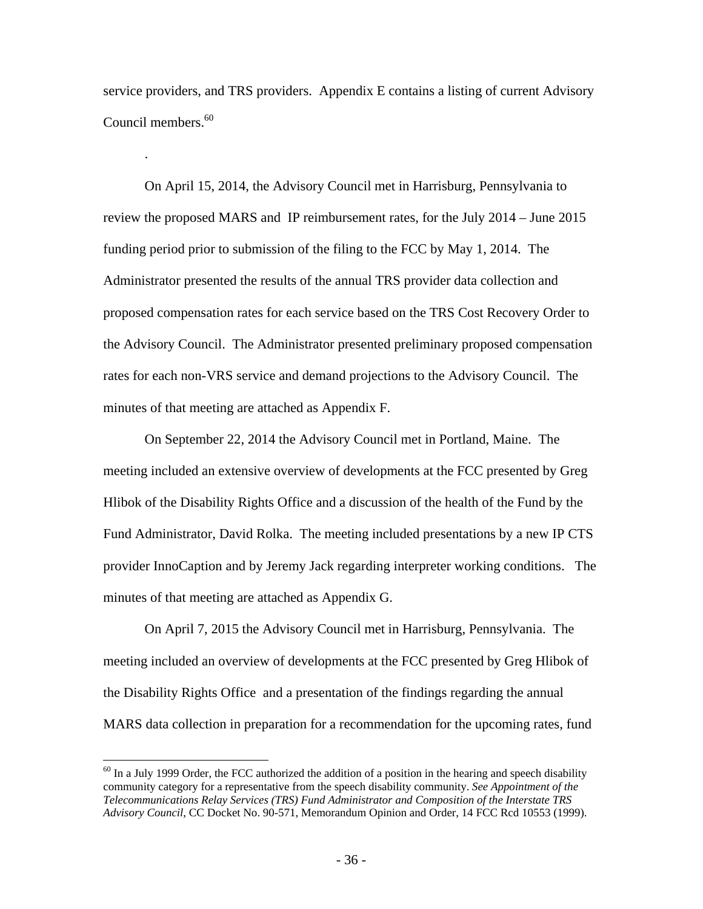service providers, and TRS providers. Appendix E contains a listing of current Advisory Council members.[60]

.

On April 15, 2014, the Advisory Council met in Harrisburg, Pennsylvania to review the proposed MARS and IP reimbursement rates, for the July 2014 – June 2015 funding period prior to submission of the filing to the FCC by May 1, 2014. The Administrator presented the results of the annual TRS provider data collection and proposed compensation rates for each service based on the TRS Cost Recovery Order to the Advisory Council. The Administrator presented preliminary proposed compensation rates for each non-VRS service and demand projections to the Advisory Council. The minutes of that meeting are attached as Appendix F.

On September 22, 2014 the Advisory Council met in Portland, Maine. The meeting included an extensive overview of developments at the FCC presented by Greg Hlibok of the Disability Rights Office and a discussion of the health of the Fund by the Fund Administrator, David Rolka. The meeting included presentations by a new IP CTS provider InnoCaption and by Jeremy Jack regarding interpreter working conditions. The minutes of that meeting are attached as Appendix G.

On April 7, 2015 the Advisory Council met in Harrisburg, Pennsylvania. The meeting included an overview of developments at the FCC presented by Greg Hlibok of the Disability Rights Office and a presentation of the findings regarding the annual MARS data collection in preparation for a recommendation for the upcoming rates, fund

---

[60] In a July 1999 Order, the FCC authorized the addition of a position in the hearing and speech disability community category for a representative from the speech disability community. *See Appointment of the Telecommunications Relay Services (TRS) Fund Administrator and Composition of the Interstate TRS Advisory Council*, CC Docket No. 90-571, Memorandum Opinion and Order, 14 FCC Rcd 10553 (1999).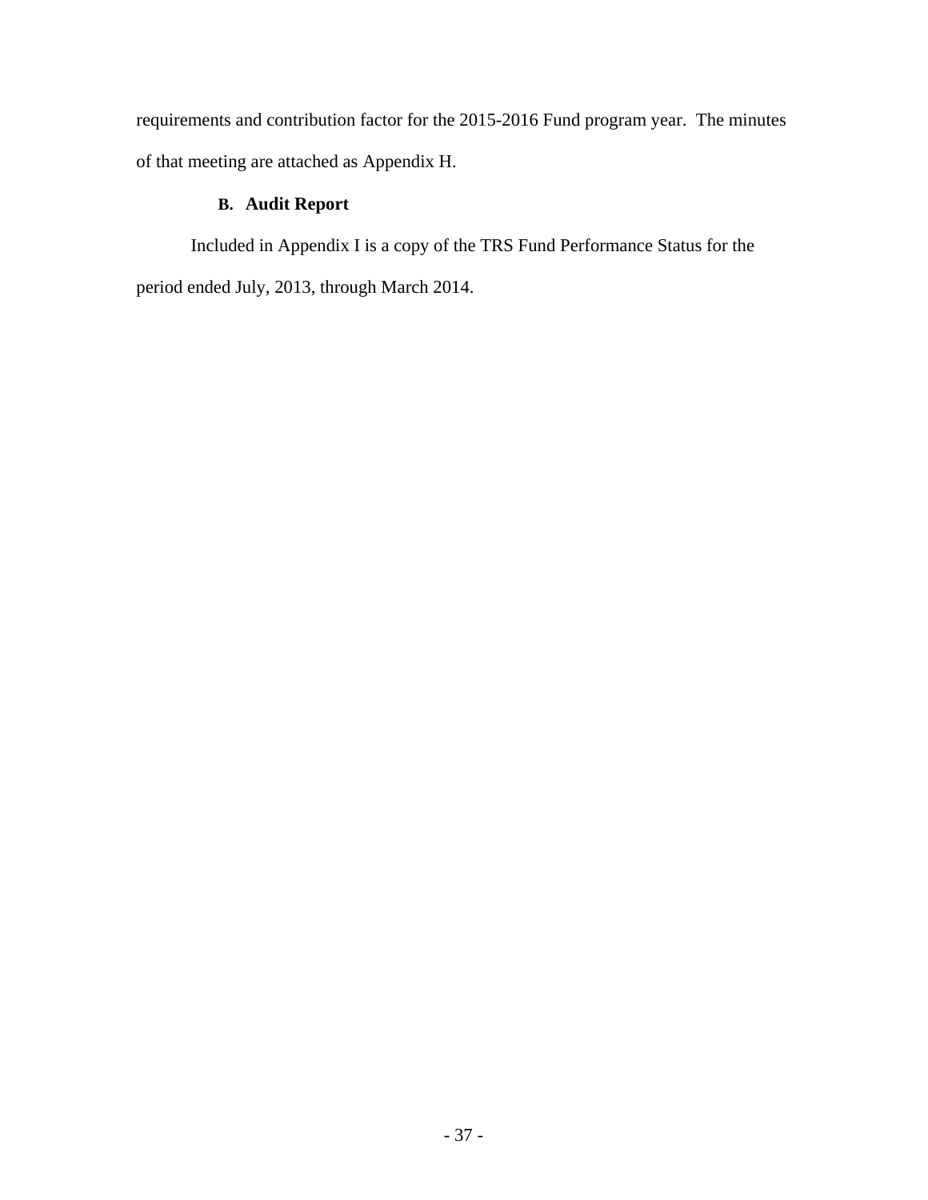requirements and contribution factor for the 2015-2016 Fund program year. The minutes of that meeting are attached as Appendix H.

### B. Audit Report

Included in Appendix I is a copy of the TRS Fund Performance Status for the period ended July, 2013, through March 2014.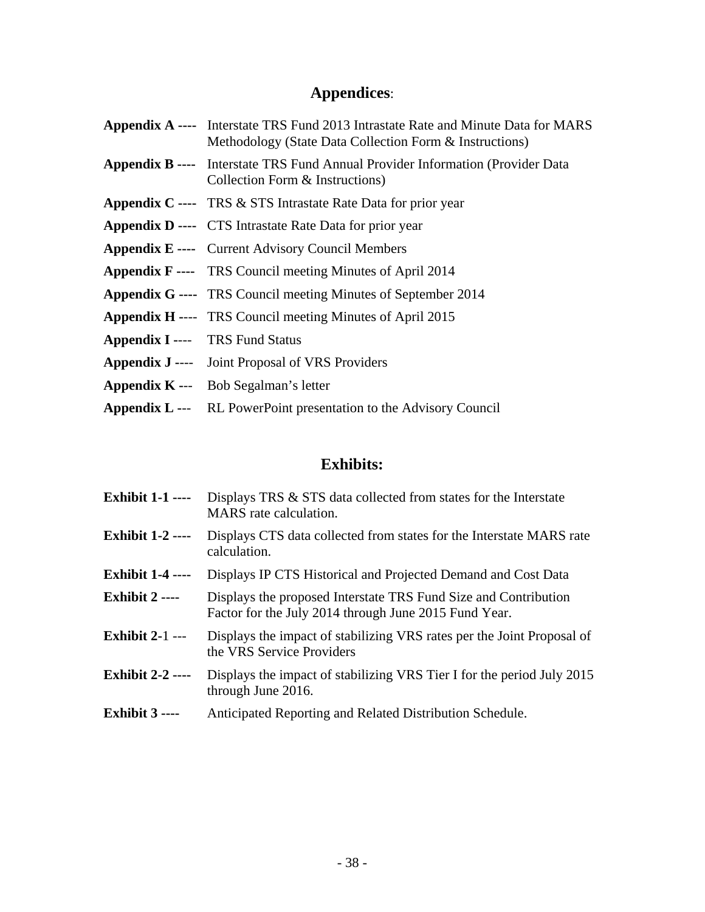## **Appendices**:

**Appendix A ----** Interstate TRS Fund 2013 Intrastate Rate and Minute Data for MARS Methodology (State Data Collection Form & Instructions)

**Appendix B ----** Interstate TRS Fund Annual Provider Information (Provider Data Collection Form & Instructions)

**Appendix C ----** TRS & STS Intrastate Rate Data for prior year

**Appendix D ----** CTS Intrastate Rate Data for prior year

**Appendix E ----** Current Advisory Council Members

**Appendix F ----** TRS Council meeting Minutes of April 2014

**Appendix G ----** TRS Council meeting Minutes of September 2014

**Appendix H** ---- TRS Council meeting Minutes of April 2015

**Appendix I ----** TRS Fund Status

**Appendix J** ---- Joint Proposal of VRS Providers

**Appendix K** --- Bob Segalman's letter

**Appendix L** --- RL PowerPoint presentation to the Advisory Council

## **Exhibits:**

**Exhibit 1-1 ----** Displays TRS & STS data collected from states for the Interstate MARS rate calculation.

**Exhibit 1-2 ----** Displays CTS data collected from states for the Interstate MARS rate calculation.

**Exhibit 1-4 ----** Displays IP CTS Historical and Projected Demand and Cost Data

**Exhibit 2 ----** Displays the proposed Interstate TRS Fund Size and Contribution Factor for the July 2014 through June 2015 Fund Year.

**Exhibit 2**-1 --- Displays the impact of stabilizing VRS rates per the Joint Proposal of the VRS Service Providers

**Exhibit 2-2 ----** Displays the impact of stabilizing VRS Tier I for the period July 2015 through June 2016.

**Exhibit 3 ----** Anticipated Reporting and Related Distribution Schedule.